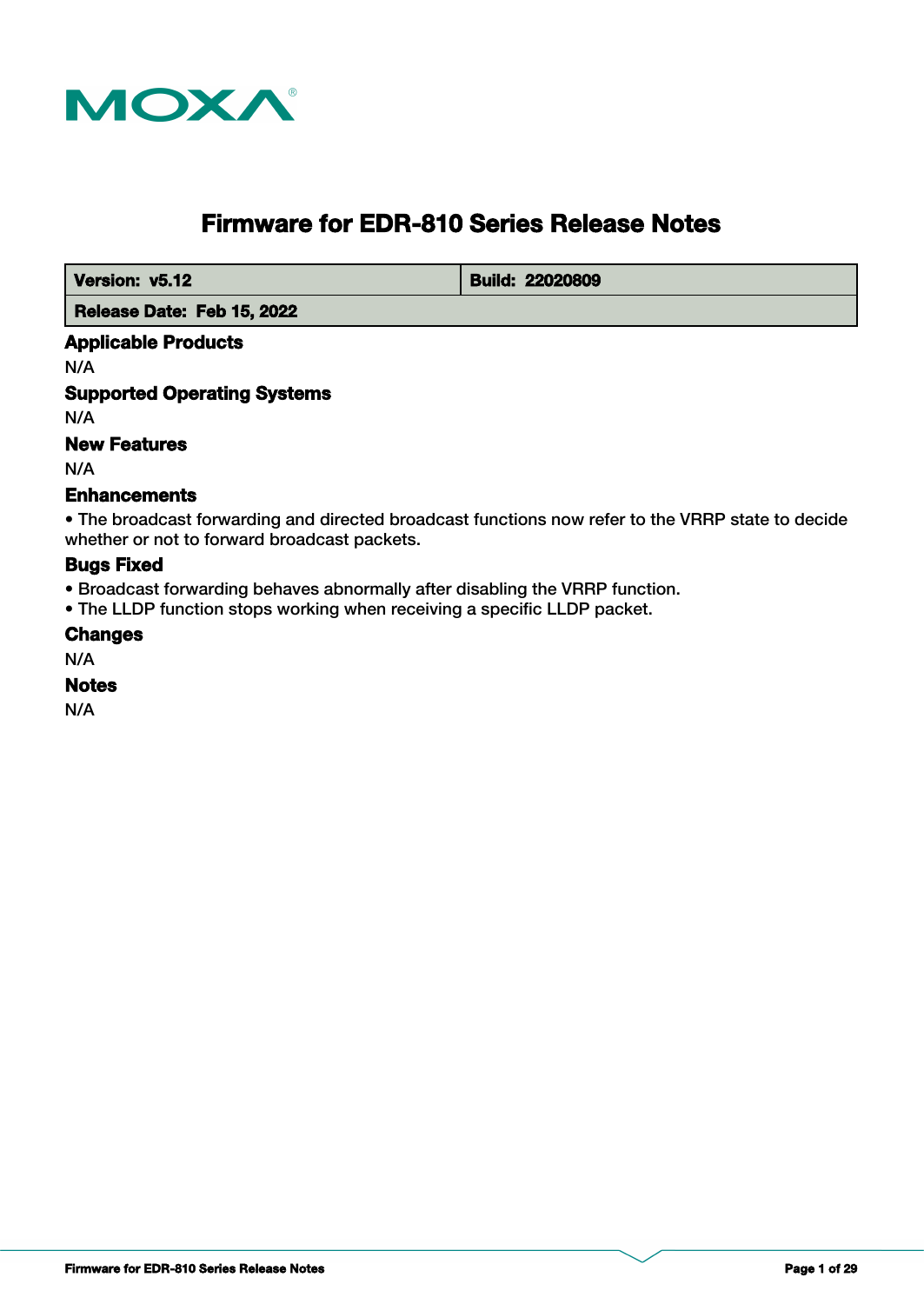# Firmware for EDR-810 Series Release Notes

| Version: v5.12 | Build: 22020809 |
| --- | --- |
| Release Date: Feb 15, 2022 | |

### Applicable Products

N/A

### Supported Operating Systems

N/A

### New Features

N/A

### Enhancements

- The broadcast forwarding and directed broadcast functions now refer to the VRRP state to decide whether or not to forward broadcast packets.

### Bugs Fixed

- Broadcast forwarding behaves abnormally after disabling the VRRP function.
- The LLDP function stops working when receiving a specific LLDP packet.

### Changes

N/A

### Notes

N/A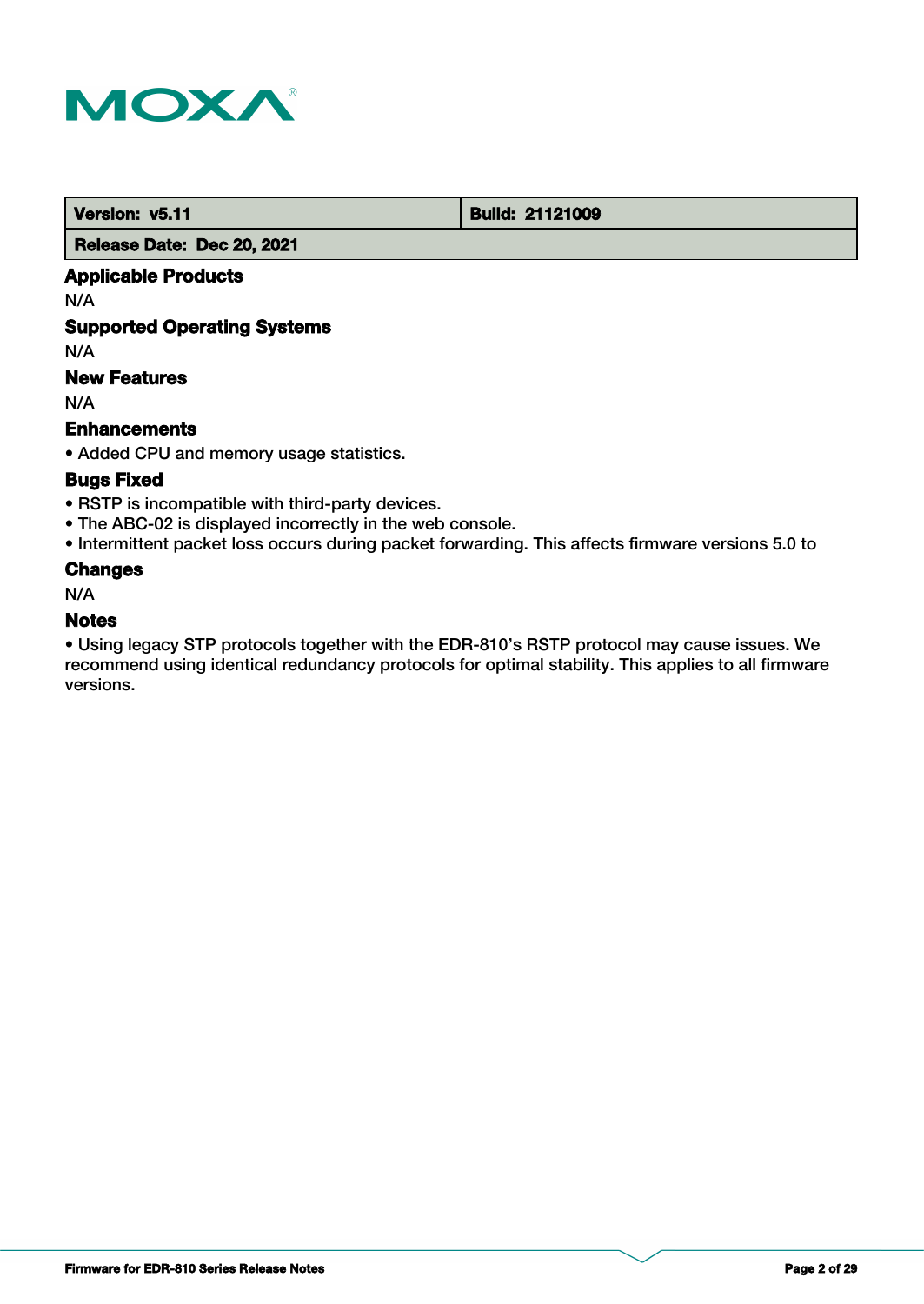| Version: v5.11 | Build: 21121009 |
| --- | --- |
| Release Date: Dec 20, 2021 | |

### Applicable Products

N/A

### Supported Operating Systems

N/A

### New Features

N/A

### Enhancements

• Added CPU and memory usage statistics.

### Bugs Fixed

• RSTP is incompatible with third-party devices.
• The ABC-02 is displayed incorrectly in the web console.
• Intermittent packet loss occurs during packet forwarding. This affects firmware versions 5.0 to

### Changes

N/A

### Notes

• Using legacy STP protocols together with the EDR-810's RSTP protocol may cause issues. We recommend using identical redundancy protocols for optimal stability. This applies to all firmware versions.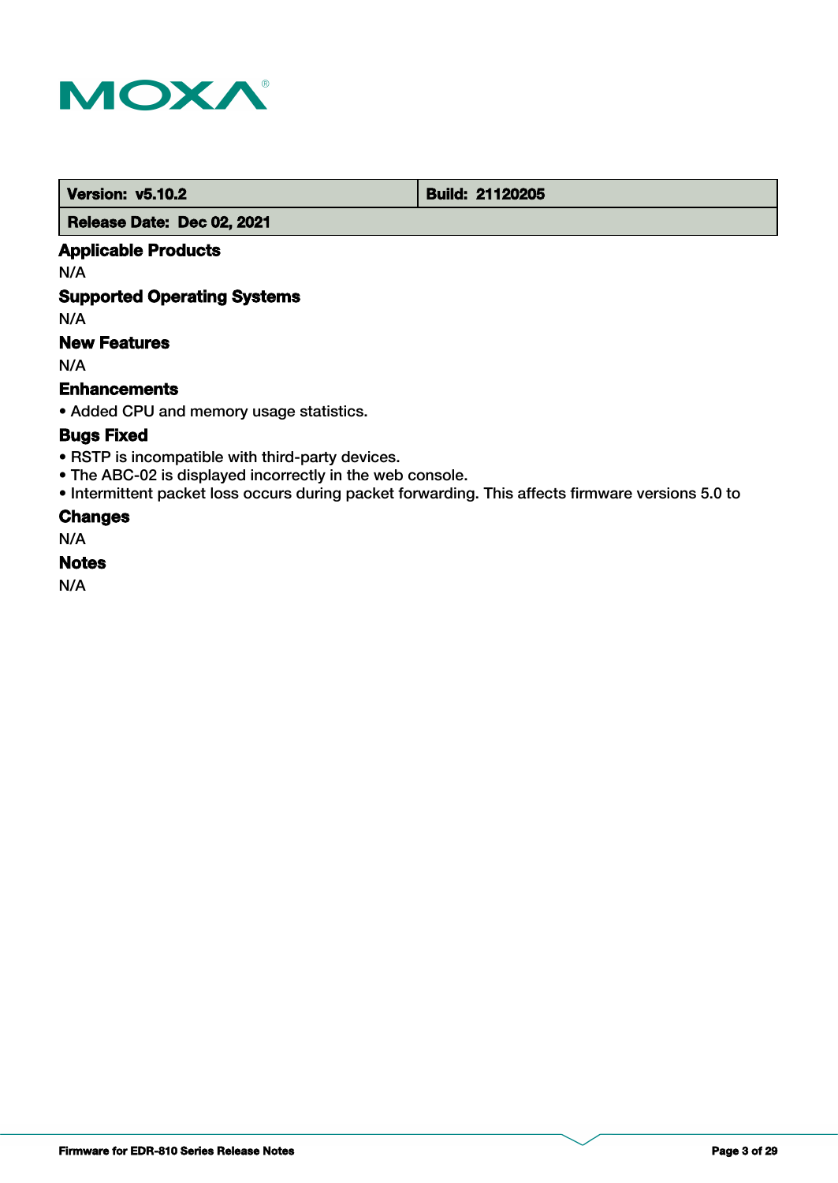| Version: v5.10.2 | Build: 21120205 |
| --- | --- |
| Release Date: Dec 02, 2021 | |

## Applicable Products

N/A

## Supported Operating Systems

N/A

## New Features

N/A

## Enhancements

- Added CPU and memory usage statistics.

## Bugs Fixed

- RSTP is incompatible with third-party devices.
- The ABC-02 is displayed incorrectly in the web console.
- Intermittent packet loss occurs during packet forwarding. This affects firmware versions 5.0 to

## Changes

N/A

## Notes

N/A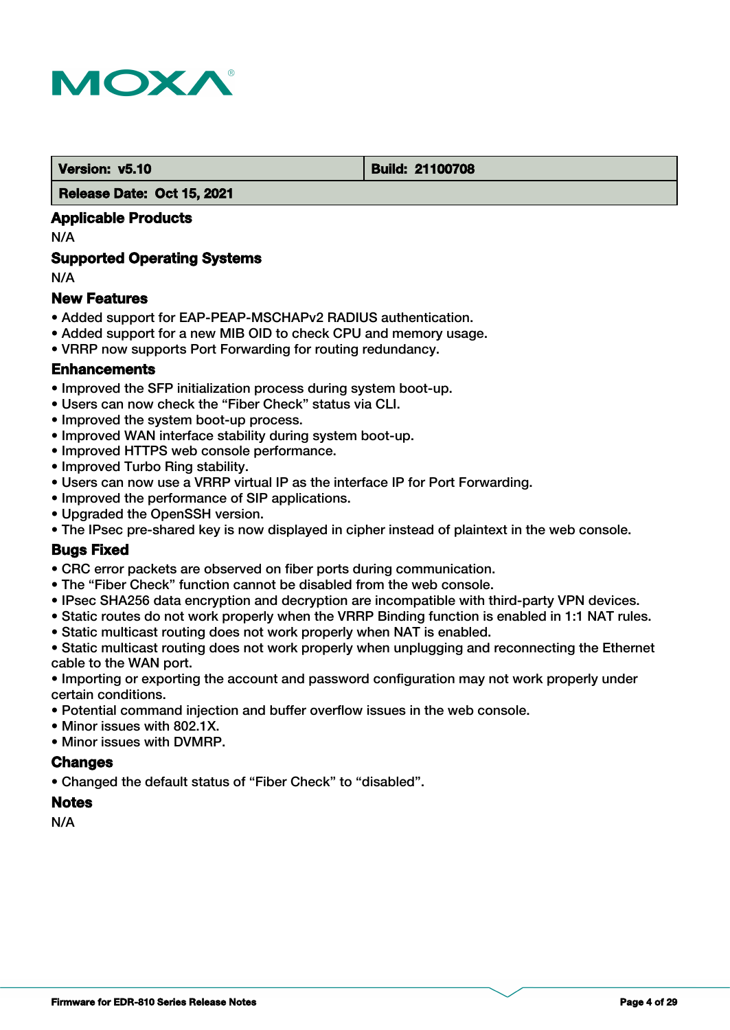| Version: v5.10 | Build: 21100708 |
| --- | --- |
| Release Date: Oct 15, 2021 | |

## Applicable Products

N/A

## Supported Operating Systems

N/A

## New Features

- Added support for EAP-PEAP-MSCHAPv2 RADIUS authentication.
- Added support for a new MIB OID to check CPU and memory usage.
- VRRP now supports Port Forwarding for routing redundancy.

## Enhancements

- Improved the SFP initialization process during system boot-up.
- Users can now check the “Fiber Check” status via CLI.
- Improved the system boot-up process.
- Improved WAN interface stability during system boot-up.
- Improved HTTPS web console performance.
- Improved Turbo Ring stability.
- Users can now use a VRRP virtual IP as the interface IP for Port Forwarding.
- Improved the performance of SIP applications.
- Upgraded the OpenSSH version.
- The IPsec pre-shared key is now displayed in cipher instead of plaintext in the web console.

## Bugs Fixed

- CRC error packets are observed on fiber ports during communication.
- The “Fiber Check” function cannot be disabled from the web console.
- IPsec SHA256 data encryption and decryption are incompatible with third-party VPN devices.
- Static routes do not work properly when the VRRP Binding function is enabled in 1:1 NAT rules.
- Static multicast routing does not work properly when NAT is enabled.
- Static multicast routing does not work properly when unplugging and reconnecting the Ethernet cable to the WAN port.
- Importing or exporting the account and password configuration may not work properly under certain conditions.
- Potential command injection and buffer overflow issues in the web console.
- Minor issues with 802.1X.
- Minor issues with DVMRP.

## Changes

- Changed the default status of “Fiber Check” to “disabled”.

## Notes

N/A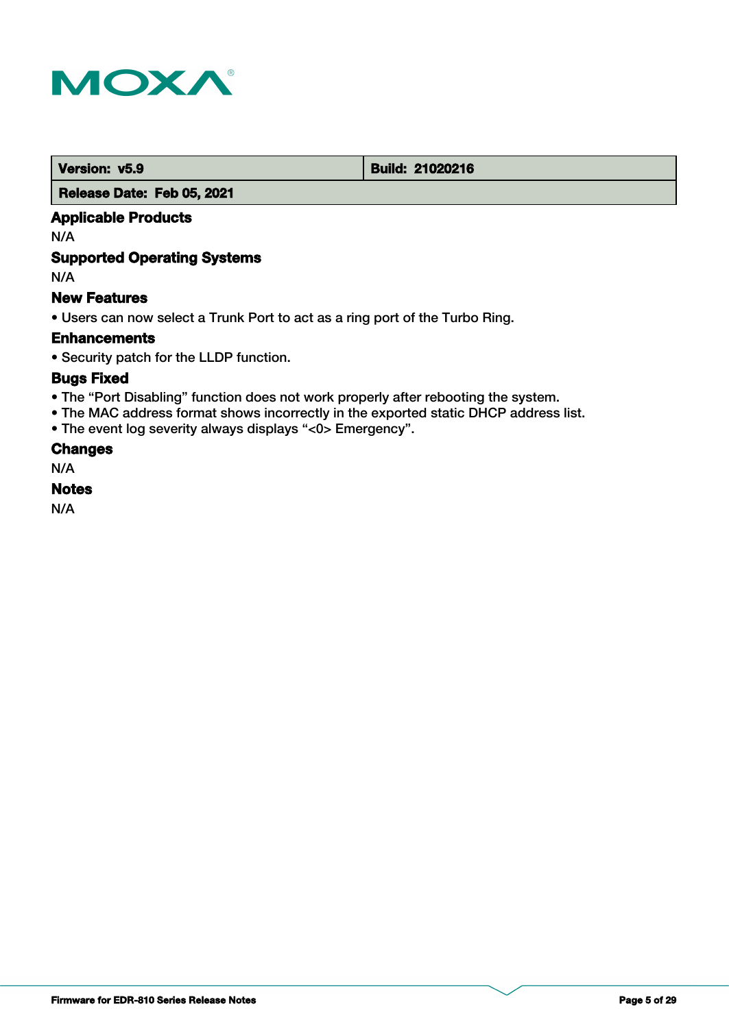| Version: v5.9 | Build: 21020216 |
| --- | --- |
| Release Date: Feb 05, 2021 | |

### Applicable Products

N/A

### Supported Operating Systems

N/A

### New Features

• Users can now select a Trunk Port to act as a ring port of the Turbo Ring.

### Enhancements

• Security patch for the LLDP function.

### Bugs Fixed

• The “Port Disabling” function does not work properly after rebooting the system.
• The MAC address format shows incorrectly in the exported static DHCP address list.
• The event log severity always displays “<0> Emergency”.

### Changes

N/A

### Notes

N/A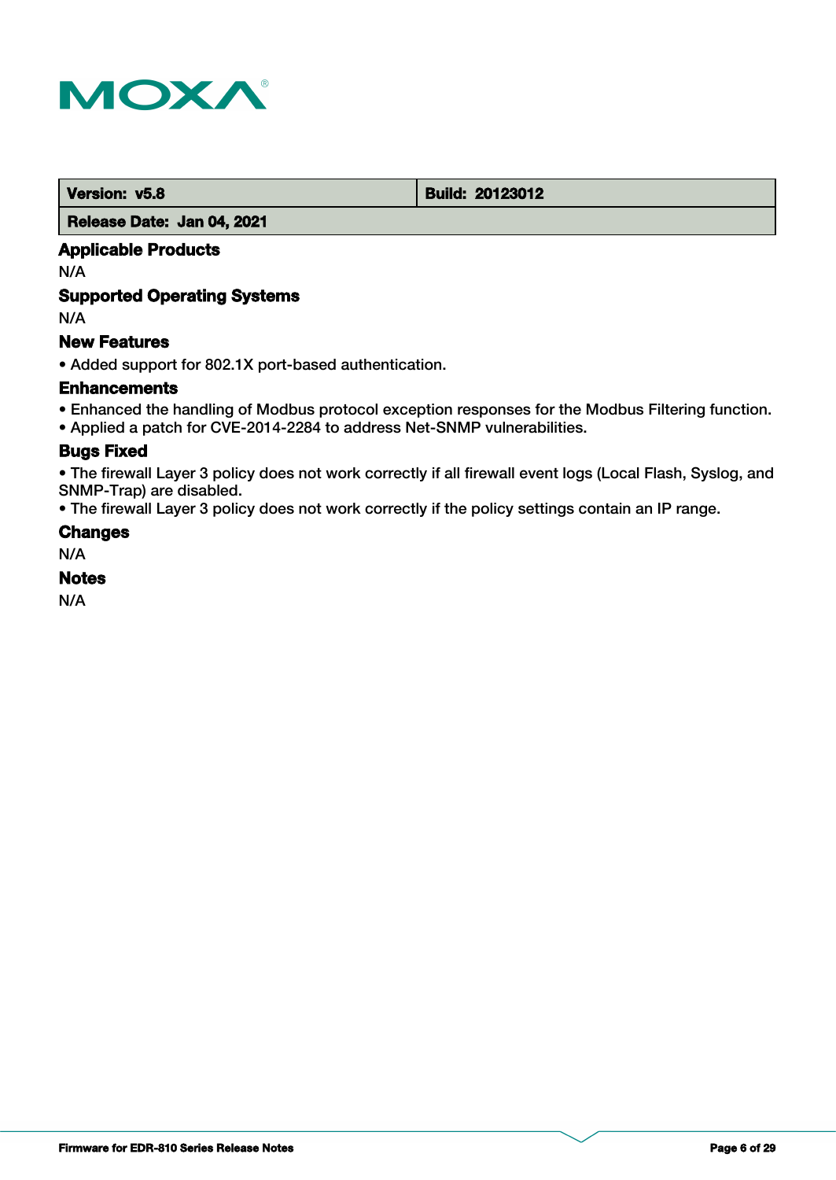| Version: v5.8 | Build: 20123012 |
| --- | --- |
| Release Date: Jan 04, 2021 | |

### Applicable Products

N/A

### Supported Operating Systems

N/A

### New Features

- Added support for 802.1X port-based authentication.

### Enhancements

- Enhanced the handling of Modbus protocol exception responses for the Modbus Filtering function.
- Applied a patch for CVE-2014-2284 to address Net-SNMP vulnerabilities.

### Bugs Fixed

- The firewall Layer 3 policy does not work correctly if all firewall event logs (Local Flash, Syslog, and SNMP-Trap) are disabled.
- The firewall Layer 3 policy does not work correctly if the policy settings contain an IP range.

### Changes

N/A

### Notes

N/A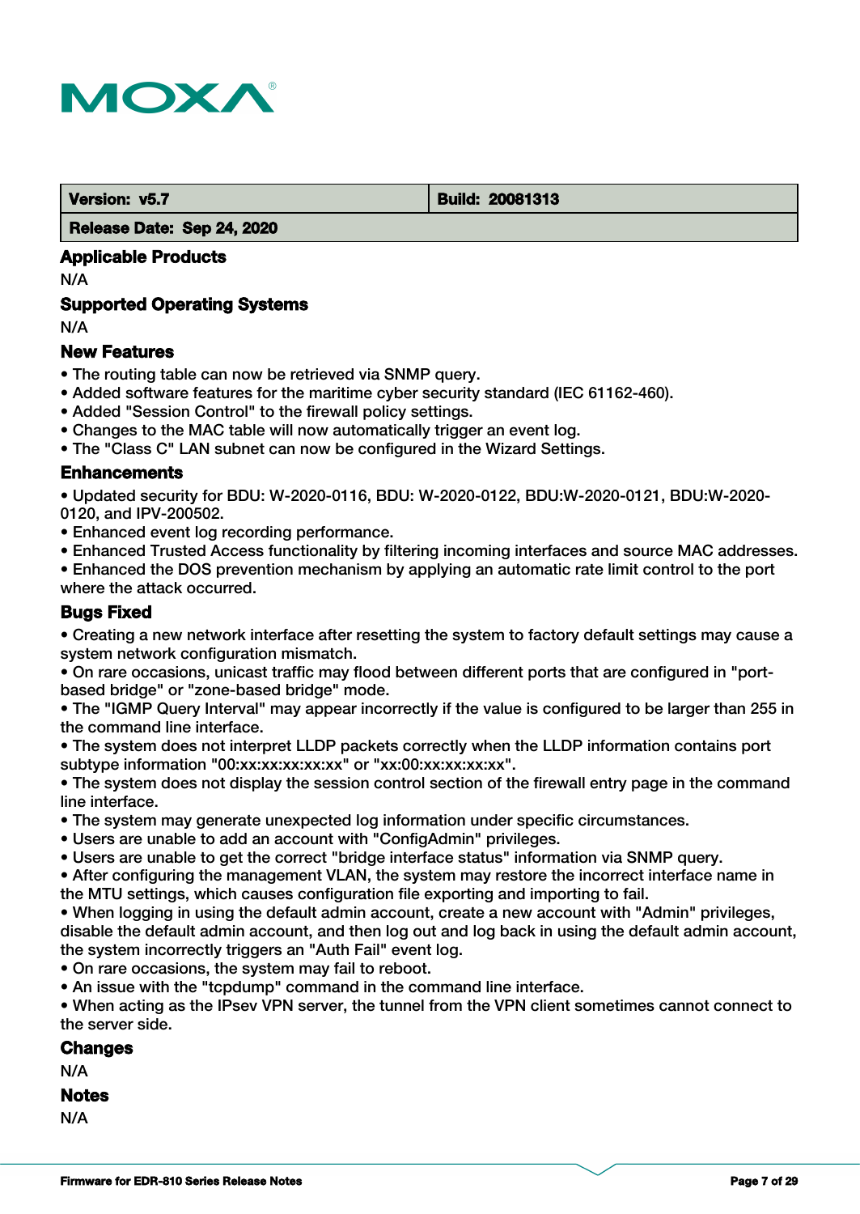| Version: v5.7 | Build: 20081313 |
| --- | --- |
| Release Date: Sep 24, 2020 | |

### Applicable Products

N/A

### Supported Operating Systems

N/A

### New Features

- The routing table can now be retrieved via SNMP query.
- Added software features for the maritime cyber security standard (IEC 61162-460).
- Added "Session Control" to the firewall policy settings.
- Changes to the MAC table will now automatically trigger an event log.
- The "Class C" LAN subnet can now be configured in the Wizard Settings.

### Enhancements

- Updated security for BDU: W-2020-0116, BDU: W-2020-0122, BDU:W-2020-0121, BDU:W-2020-0120, and IPV-200502.
- Enhanced event log recording performance.
- Enhanced Trusted Access functionality by filtering incoming interfaces and source MAC addresses.
- Enhanced the DOS prevention mechanism by applying an automatic rate limit control to the port where the attack occurred.

### Bugs Fixed

- Creating a new network interface after resetting the system to factory default settings may cause a system network configuration mismatch.
- On rare occasions, unicast traffic may flood between different ports that are configured in "port-based bridge" or "zone-based bridge" mode.
- The "IGMP Query Interval" may appear incorrectly if the value is configured to be larger than 255 in the command line interface.
- The system does not interpret LLDP packets correctly when the LLDP information contains port subtype information "00:xx:xx:xx:xx:xx" or "xx:00:xx:xx:xx:xx".
- The system does not display the session control section of the firewall entry page in the command line interface.
- The system may generate unexpected log information under specific circumstances.
- Users are unable to add an account with "ConfigAdmin" privileges.
- Users are unable to get the correct "bridge interface status" information via SNMP query.
- After configuring the management VLAN, the system may restore the incorrect interface name in the MTU settings, which causes configuration file exporting and importing to fail.
- When logging in using the default admin account, create a new account with "Admin" privileges, disable the default admin account, and then log out and log back in using the default admin account, the system incorrectly triggers an "Auth Fail" event log.
- On rare occasions, the system may fail to reboot.
- An issue with the "tcpdump" command in the command line interface.
- When acting as the IPsev VPN server, the tunnel from the VPN client sometimes cannot connect to the server side.

### Changes

N/A

### Notes

N/A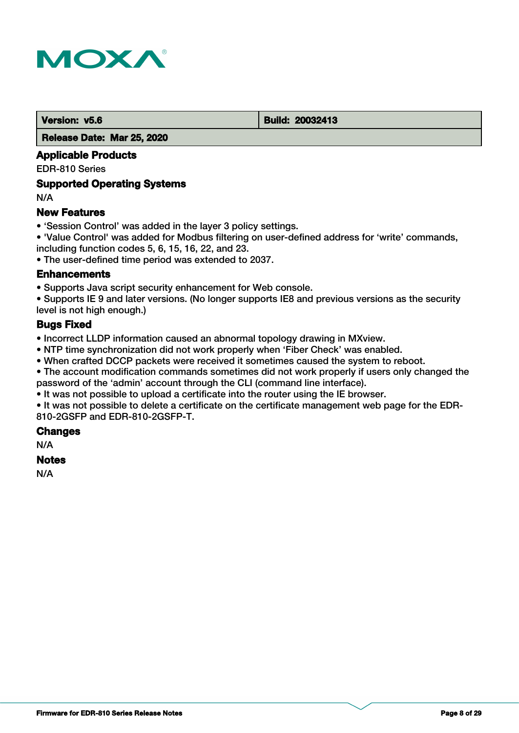| Version: v5.6 | Build: 20032413 |
| --- | --- |
| Release Date: Mar 25, 2020 | |

### Applicable Products

EDR-810 Series

### Supported Operating Systems

N/A

### New Features

- ‘Session Control’ was added in the layer 3 policy settings.
- 'Value Control' was added for Modbus filtering on user-defined address for ‘write’ commands, including function codes 5, 6, 15, 16, 22, and 23.
- The user-defined time period was extended to 2037.

### Enhancements

- Supports Java script security enhancement for Web console.
- Supports IE 9 and later versions. (No longer supports IE8 and previous versions as the security level is not high enough.)

### Bugs Fixed

- Incorrect LLDP information caused an abnormal topology drawing in MXview.
- NTP time synchronization did not work properly when ‘Fiber Check’ was enabled.
- When crafted DCCP packets were received it sometimes caused the system to reboot.
- The account modification commands sometimes did not work properly if users only changed the password of the ‘admin’ account through the CLI (command line interface).
- It was not possible to upload a certificate into the router using the IE browser.
- It was not possible to delete a certificate on the certificate management web page for the EDR-810-2GSFP and EDR-810-2GSFP-T.

### Changes

N/A

### Notes

N/A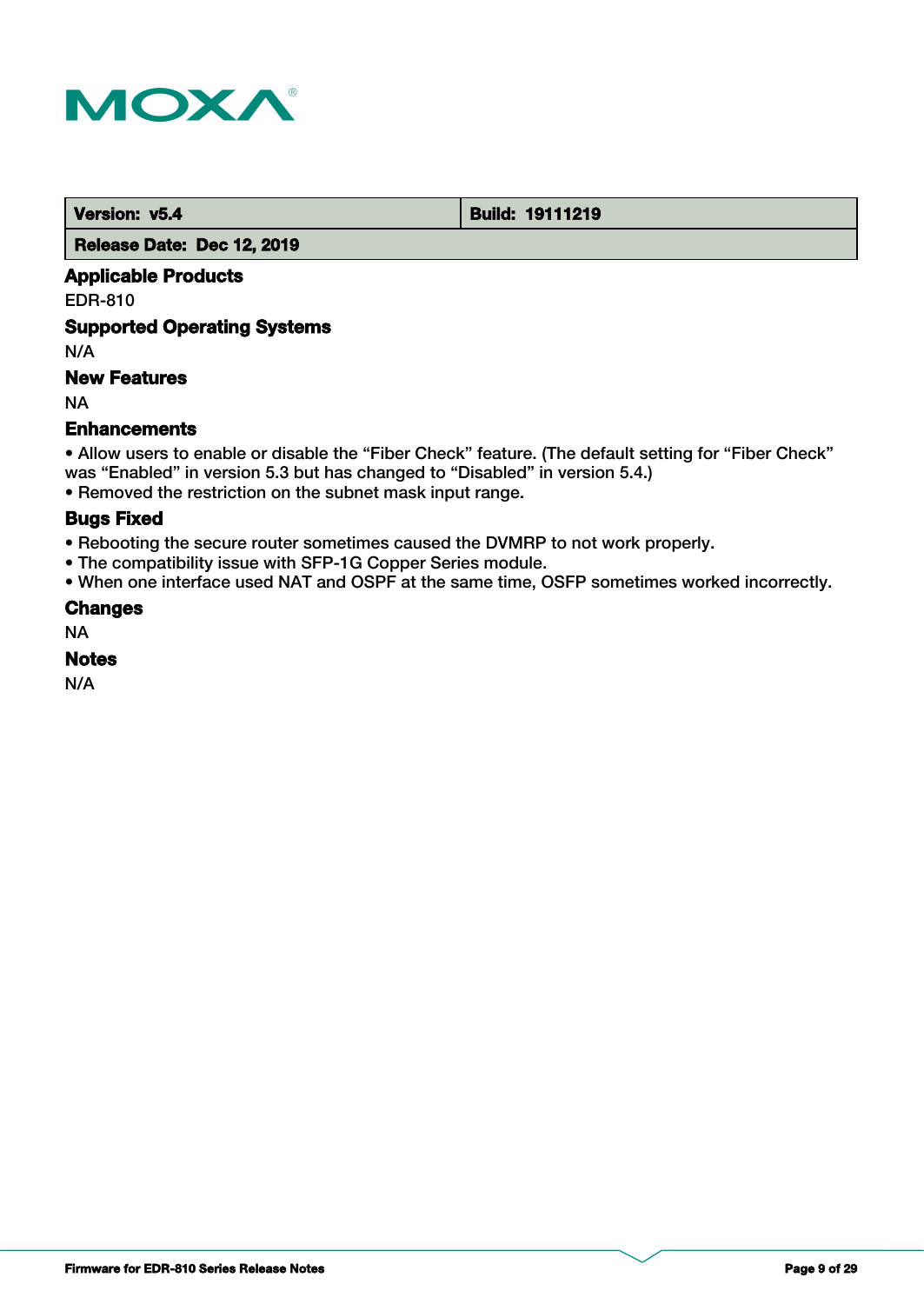| Version: v5.4 | Build: 19111219 |
| --- | --- |
| Release Date: Dec 12, 2019 | |

### Applicable Products

EDR-810

### Supported Operating Systems

N/A

### New Features

NA

### Enhancements

- Allow users to enable or disable the “Fiber Check” feature. (The default setting for “Fiber Check” was “Enabled” in version 5.3 but has changed to “Disabled” in version 5.4.)
- Removed the restriction on the subnet mask input range.

### Bugs Fixed

- Rebooting the secure router sometimes caused the DVMRP to not work properly.
- The compatibility issue with SFP-1G Copper Series module.
- When one interface used NAT and OSPF at the same time, OSFP sometimes worked incorrectly.

### Changes

NA

### Notes

N/A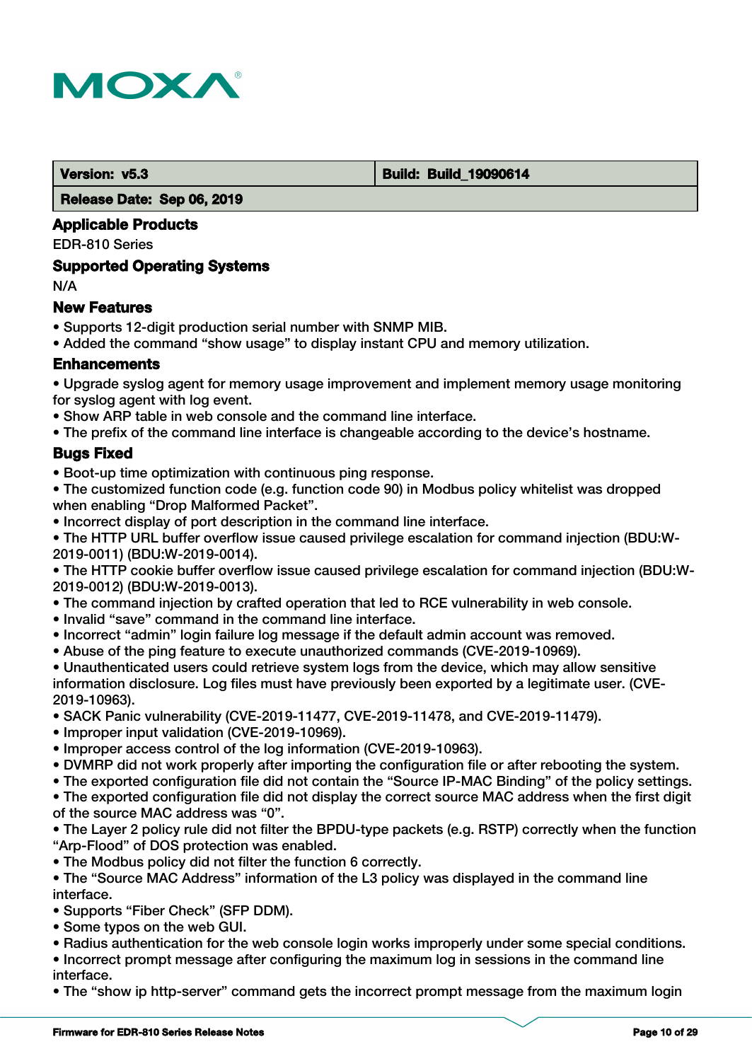| Version: v5.3 | Build: Build_19090614 |
| --- | --- |
| Release Date: Sep 06, 2019 | |

### Applicable Products

EDR-810 Series

### Supported Operating Systems

N/A

### New Features

- Supports 12-digit production serial number with SNMP MIB.
- Added the command “show usage” to display instant CPU and memory utilization.

### Enhancements

- Upgrade syslog agent for memory usage improvement and implement memory usage monitoring for syslog agent with log event.
- Show ARP table in web console and the command line interface.
- The prefix of the command line interface is changeable according to the device’s hostname.

### Bugs Fixed

- Boot-up time optimization with continuous ping response.
- The customized function code (e.g. function code 90) in Modbus policy whitelist was dropped when enabling “Drop Malformed Packet”.
- Incorrect display of port description in the command line interface.
- The HTTP URL buffer overflow issue caused privilege escalation for command injection (BDU:W-2019-0011) (BDU:W-2019-0014).
- The HTTP cookie buffer overflow issue caused privilege escalation for command injection (BDU:W-2019-0012) (BDU:W-2019-0013).
- The command injection by crafted operation that led to RCE vulnerability in web console.
- Invalid “save” command in the command line interface.
- Incorrect “admin” login failure log message if the default admin account was removed.
- Abuse of the ping feature to execute unauthorized commands (CVE-2019-10969).
- Unauthenticated users could retrieve system logs from the device, which may allow sensitive information disclosure. Log files must have previously been exported by a legitimate user. (CVE-2019-10963).
- SACK Panic vulnerability (CVE-2019-11477, CVE-2019-11478, and CVE-2019-11479).
- Improper input validation (CVE-2019-10969).
- Improper access control of the log information (CVE-2019-10963).
- DVMRP did not work properly after importing the configuration file or after rebooting the system.
- The exported configuration file did not contain the “Source IP-MAC Binding” of the policy settings.
- The exported configuration file did not display the correct source MAC address when the first digit of the source MAC address was “0”.
- The Layer 2 policy rule did not filter the BPDU-type packets (e.g. RSTP) correctly when the function “Arp-Flood” of DOS protection was enabled.
- The Modbus policy did not filter the function 6 correctly.
- The “Source MAC Address” information of the L3 policy was displayed in the command line interface.
- Supports “Fiber Check” (SFP DDM).
- Some typos on the web GUI.
- Radius authentication for the web console login works improperly under some special conditions.
- Incorrect prompt message after configuring the maximum log in sessions in the command line interface.
- The “show ip http-server” command gets the incorrect prompt message from the maximum login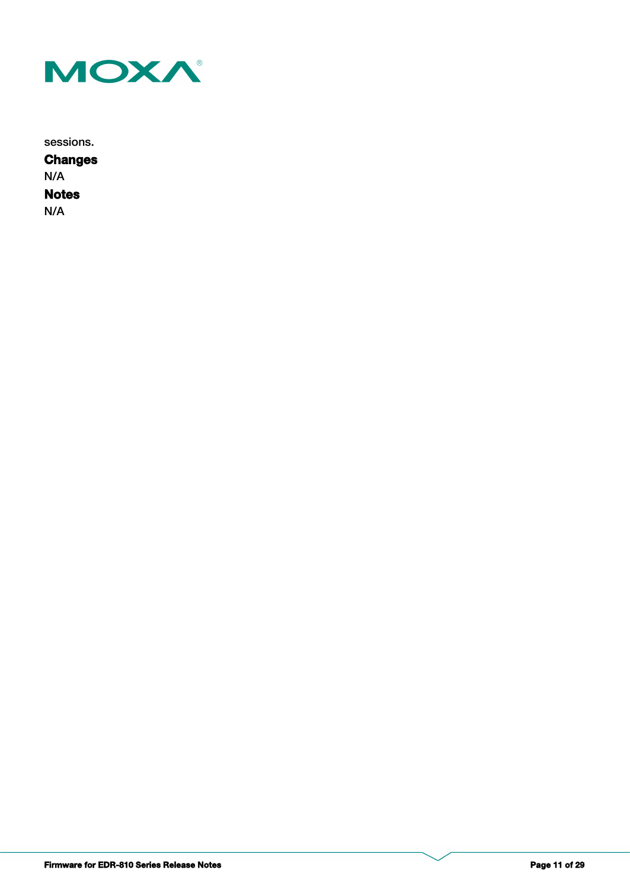sessions.

**Changes**

N/A

**Notes**

N/A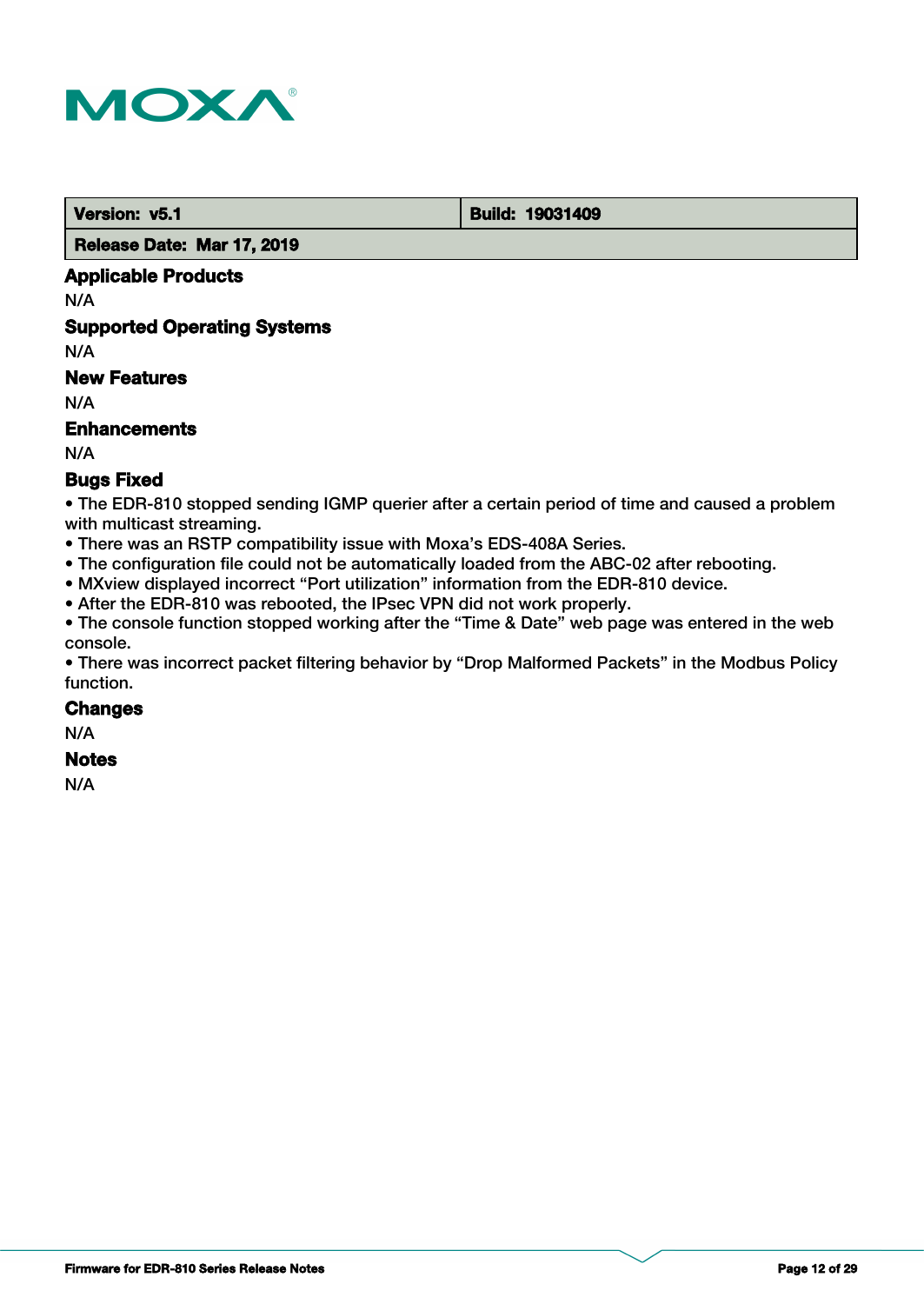| Version: v5.1 | Build: 19031409 |
| --- | --- |
| Release Date: Mar 17, 2019 | |

### Applicable Products

N/A

### Supported Operating Systems

N/A

### New Features

N/A

### Enhancements

N/A

### Bugs Fixed

- The EDR-810 stopped sending IGMP querier after a certain period of time and caused a problem with multicast streaming.
- There was an RSTP compatibility issue with Moxa’s EDS-408A Series.
- The configuration file could not be automatically loaded from the ABC-02 after rebooting.
- MXview displayed incorrect “Port utilization” information from the EDR-810 device.
- After the EDR-810 was rebooted, the IPsec VPN did not work properly.
- The console function stopped working after the “Time & Date” web page was entered in the web console.
- There was incorrect packet filtering behavior by “Drop Malformed Packets” in the Modbus Policy function.

### Changes

N/A

### Notes

N/A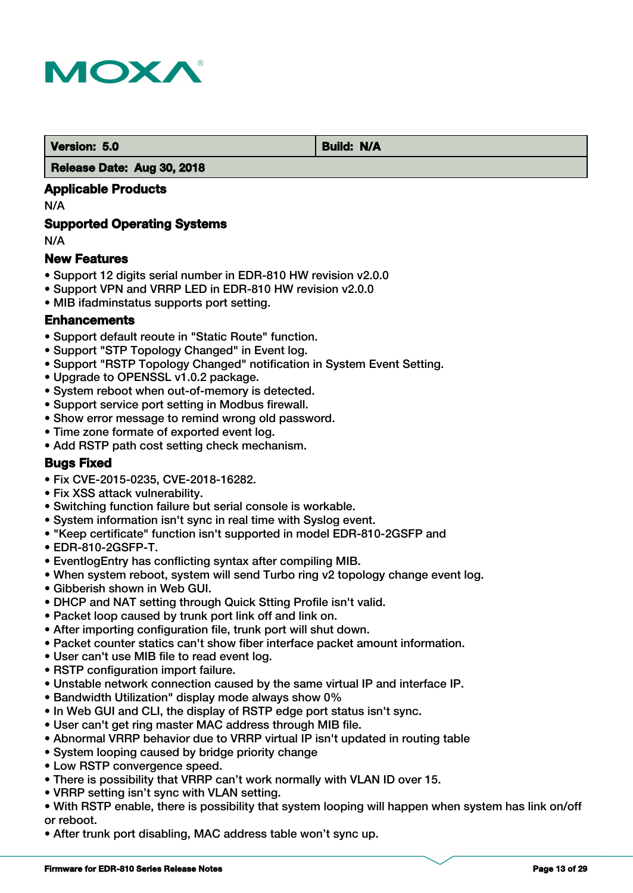| Version: 5.0 | Build: N/A |
| --- | --- |
| Release Date: Aug 30, 2018 | |

### Applicable Products

N/A

### Supported Operating Systems

N/A

### New Features

- Support 12 digits serial number in EDR-810 HW revision v2.0.0
- Support VPN and VRRP LED in EDR-810 HW revision v2.0.0
- MIB ifadminstatus supports port setting.

### Enhancements

- Support default reoute in "Static Route" function.
- Support "STP Topology Changed" in Event log.
- Support "RSTP Topology Changed" notification in System Event Setting.
- Upgrade to OPENSSL v1.0.2 package.
- System reboot when out-of-memory is detected.
- Support service port setting in Modbus firewall.
- Show error message to remind wrong old password.
- Time zone formate of exported event log.
- Add RSTP path cost setting check mechanism.

### Bugs Fixed

- Fix CVE-2015-0235, CVE-2018-16282.
- Fix XSS attack vulnerability.
- Switching function failure but serial console is workable.
- System information isn't sync in real time with Syslog event.
- "Keep certificate" function isn't supported in model EDR-810-2GSFP and
- EDR-810-2GSFP-T.
- EventlogEntry has conflicting syntax after compiling MIB.
- When system reboot, system will send Turbo ring v2 topology change event log.
- Gibberish shown in Web GUI.
- DHCP and NAT setting through Quick Stting Profile isn't valid.
- Packet loop caused by trunk port link off and link on.
- After importing configuration file, trunk port will shut down.
- Packet counter statics can't show fiber interface packet amount information.
- User can't use MIB file to read event log.
- RSTP configuration import failure.
- Unstable network connection caused by the same virtual IP and interface IP.
- Bandwidth Utilization" display mode always show 0%
- In Web GUI and CLI, the display of RSTP edge port status isn't sync.
- User can't get ring master MAC address through MIB file.
- Abnormal VRRP behavior due to VRRP virtual IP isn't updated in routing table
- System looping caused by bridge priority change
- Low RSTP convergence speed.
- There is possibility that VRRP can't work normally with VLAN ID over 15.
- VRRP setting isn't sync with VLAN setting.
- With RSTP enable, there is possibility that system looping will happen when system has link on/off or reboot.
- After trunk port disabling, MAC address table won't sync up.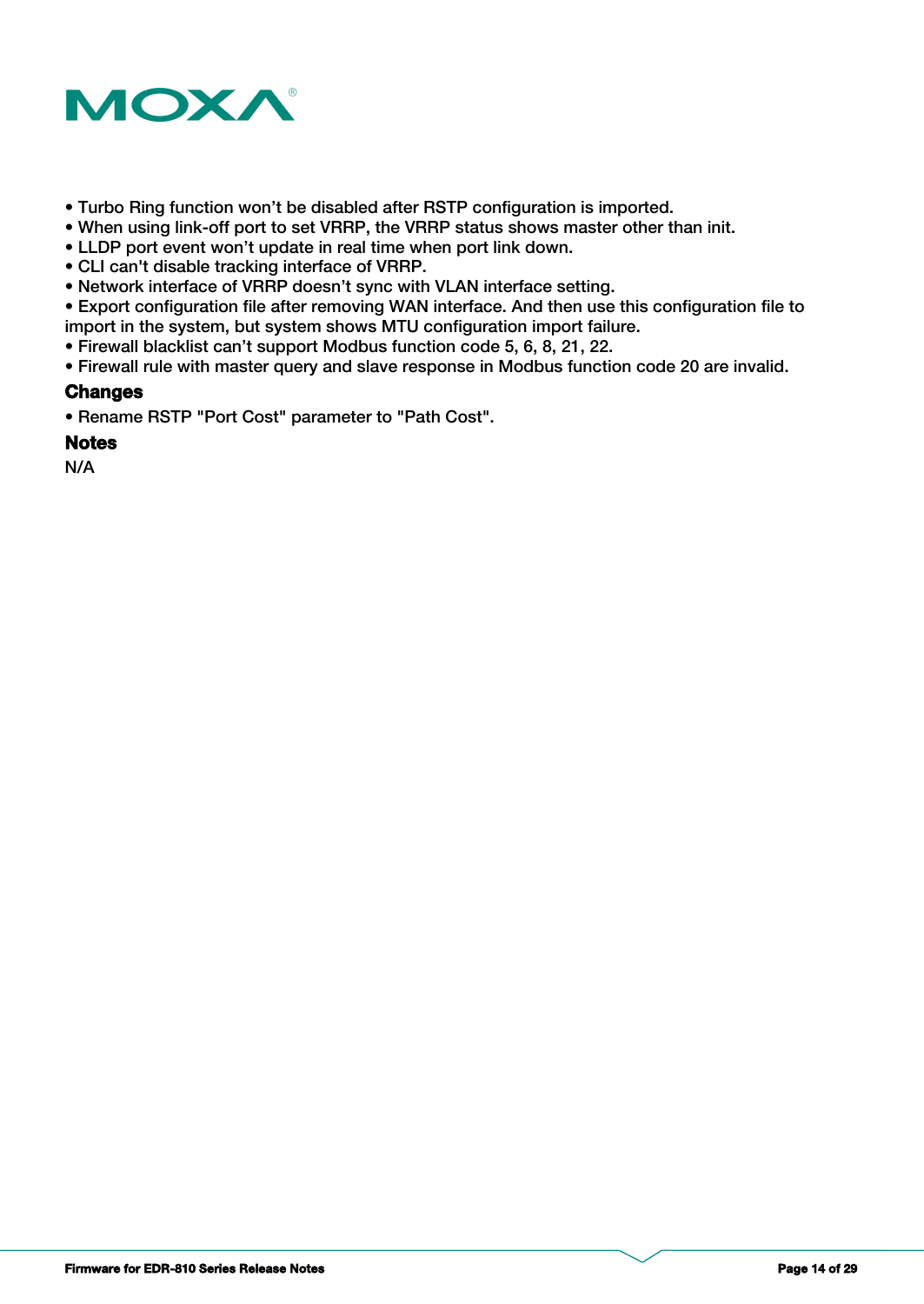- Turbo Ring function won’t be disabled after RSTP configuration is imported.
- When using link-off port to set VRRP, the VRRP status shows master other than init.
- LLDP port event won’t update in real time when port link down.
- CLI can't disable tracking interface of VRRP.
- Network interface of VRRP doesn’t sync with VLAN interface setting.
- Export configuration file after removing WAN interface. And then use this configuration file to import in the system, but system shows MTU configuration import failure.
- Firewall blacklist can’t support Modbus function code 5, 6, 8, 21, 22.
- Firewall rule with master query and slave response in Modbus function code 20 are invalid.

### Changes

- Rename RSTP "Port Cost" parameter to "Path Cost".

### Notes

N/A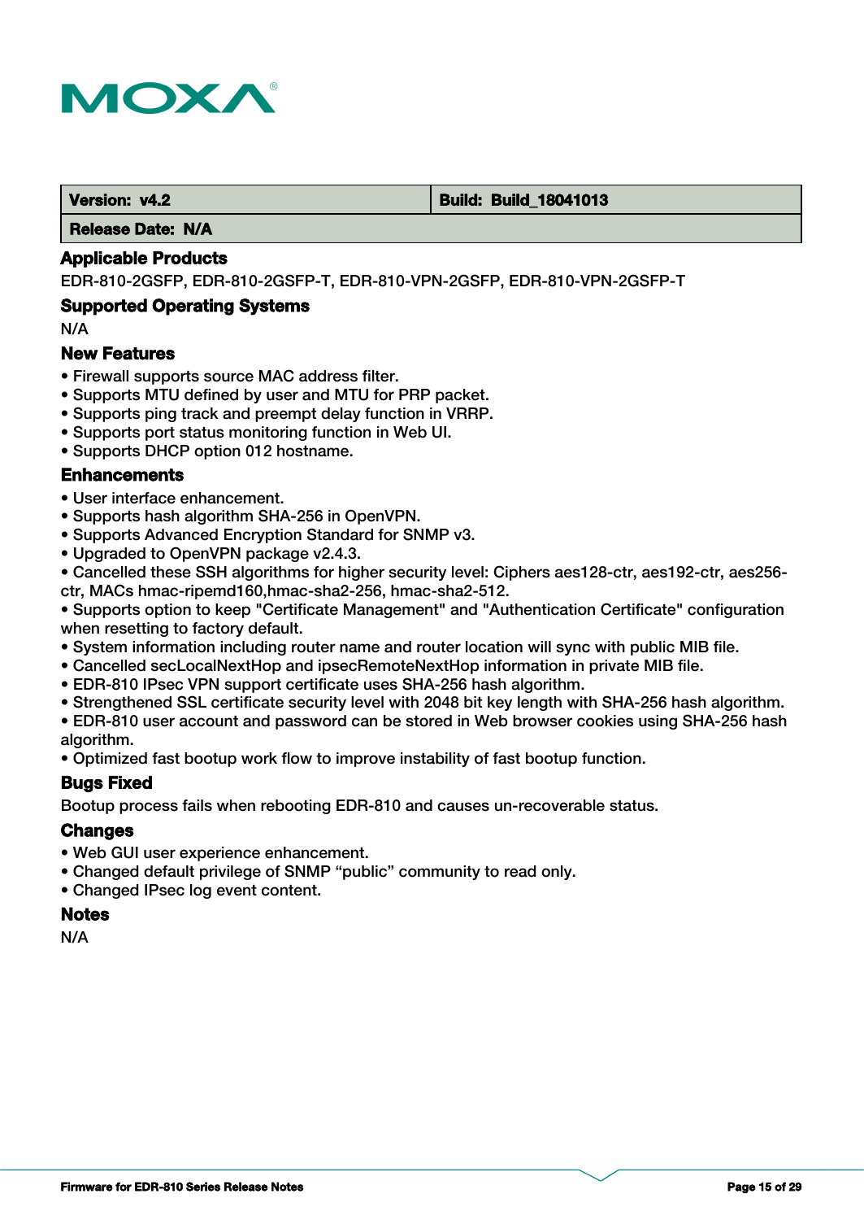| Version: v4.2 | Build: Build_18041013 |
| --- | --- |
| Release Date: N/A | |

### Applicable Products

EDR-810-2GSFP, EDR-810-2GSFP-T, EDR-810-VPN-2GSFP, EDR-810-VPN-2GSFP-T

### Supported Operating Systems

N/A

### New Features

- Firewall supports source MAC address filter.
- Supports MTU defined by user and MTU for PRP packet.
- Supports ping track and preempt delay function in VRRP.
- Supports port status monitoring function in Web UI.
- Supports DHCP option 012 hostname.

### Enhancements

- User interface enhancement.
- Supports hash algorithm SHA-256 in OpenVPN.
- Supports Advanced Encryption Standard for SNMP v3.
- Upgraded to OpenVPN package v2.4.3.
- Cancelled these SSH algorithms for higher security level: Ciphers aes128-ctr, aes192-ctr, aes256-ctr, MACs hmac-ripemd160,hmac-sha2-256, hmac-sha2-512.
- Supports option to keep "Certificate Management" and "Authentication Certificate" configuration when resetting to factory default.
- System information including router name and router location will sync with public MIB file.
- Cancelled secLocalNextHop and ipsecRemoteNextHop information in private MIB file.
- EDR-810 IPsec VPN support certificate uses SHA-256 hash algorithm.
- Strengthened SSL certificate security level with 2048 bit key length with SHA-256 hash algorithm.
- EDR-810 user account and password can be stored in Web browser cookies using SHA-256 hash algorithm.
- Optimized fast bootup work flow to improve instability of fast bootup function.

### Bugs Fixed

Bootup process fails when rebooting EDR-810 and causes un-recoverable status.

### Changes

- Web GUI user experience enhancement.
- Changed default privilege of SNMP “public” community to read only.
- Changed IPsec log event content.

### Notes

N/A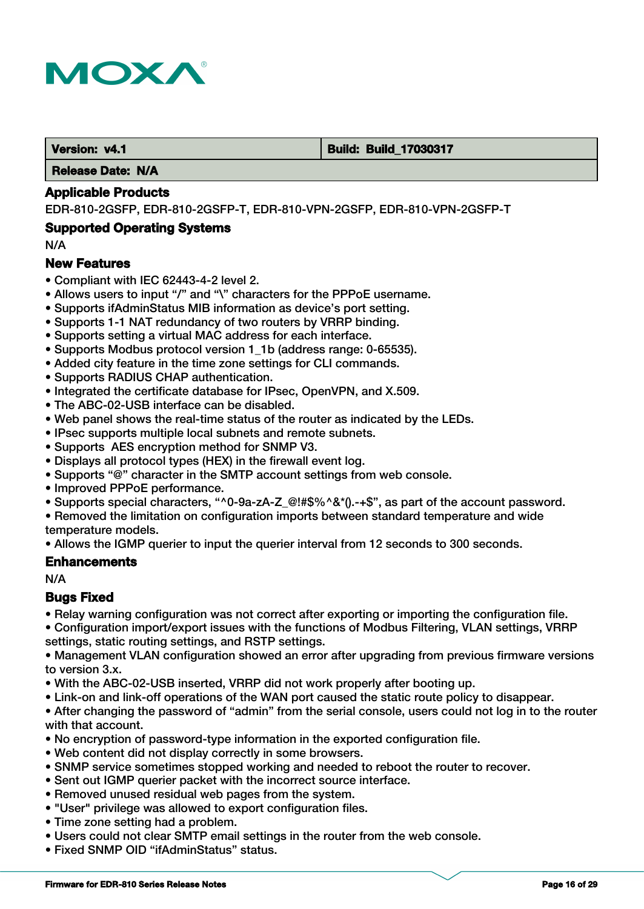| Version: v4.1 | Build: Build_17030317 |
| --- | --- |
| Release Date: N/A | |

### Applicable Products

EDR-810-2GSFP, EDR-810-2GSFP-T, EDR-810-VPN-2GSFP, EDR-810-VPN-2GSFP-T

### Supported Operating Systems

N/A

### New Features

- Compliant with IEC 62443-4-2 level 2.
- Allows users to input "/" and "\" characters for the PPPoE username.
- Supports ifAdminStatus MIB information as device's port setting.
- Supports 1-1 NAT redundancy of two routers by VRRP binding.
- Supports setting a virtual MAC address for each interface.
- Supports Modbus protocol version 1_1b (address range: 0-65535).
- Added city feature in the time zone settings for CLI commands.
- Supports RADIUS CHAP authentication.
- Integrated the certificate database for IPsec, OpenVPN, and X.509.
- The ABC-02-USB interface can be disabled.
- Web panel shows the real-time status of the router as indicated by the LEDs.
- IPsec supports multiple local subnets and remote subnets.
- Supports AES encryption method for SNMP V3.
- Displays all protocol types (HEX) in the firewall event log.
- Supports "@" character in the SMTP account settings from web console.
- Improved PPPoE performance.
- Supports special characters, "^0-9a-zA-Z_@!#$%^&*().-+$", as part of the account password.
- Removed the limitation on configuration imports between standard temperature and wide temperature models.
- Allows the IGMP querier to input the querier interval from 12 seconds to 300 seconds.

### Enhancements

N/A

### Bugs Fixed

- Relay warning configuration was not correct after exporting or importing the configuration file.
- Configuration import/export issues with the functions of Modbus Filtering, VLAN settings, VRRP settings, static routing settings, and RSTP settings.
- Management VLAN configuration showed an error after upgrading from previous firmware versions to version 3.x.
- With the ABC-02-USB inserted, VRRP did not work properly after booting up.
- Link-on and link-off operations of the WAN port caused the static route policy to disappear.
- After changing the password of "admin" from the serial console, users could not log in to the router with that account.
- No encryption of password-type information in the exported configuration file.
- Web content did not display correctly in some browsers.
- SNMP service sometimes stopped working and needed to reboot the router to recover.
- Sent out IGMP querier packet with the incorrect source interface.
- Removed unused residual web pages from the system.
- "User" privilege was allowed to export configuration files.
- Time zone setting had a problem.
- Users could not clear SMTP email settings in the router from the web console.
- Fixed SNMP OID "ifAdminStatus" status.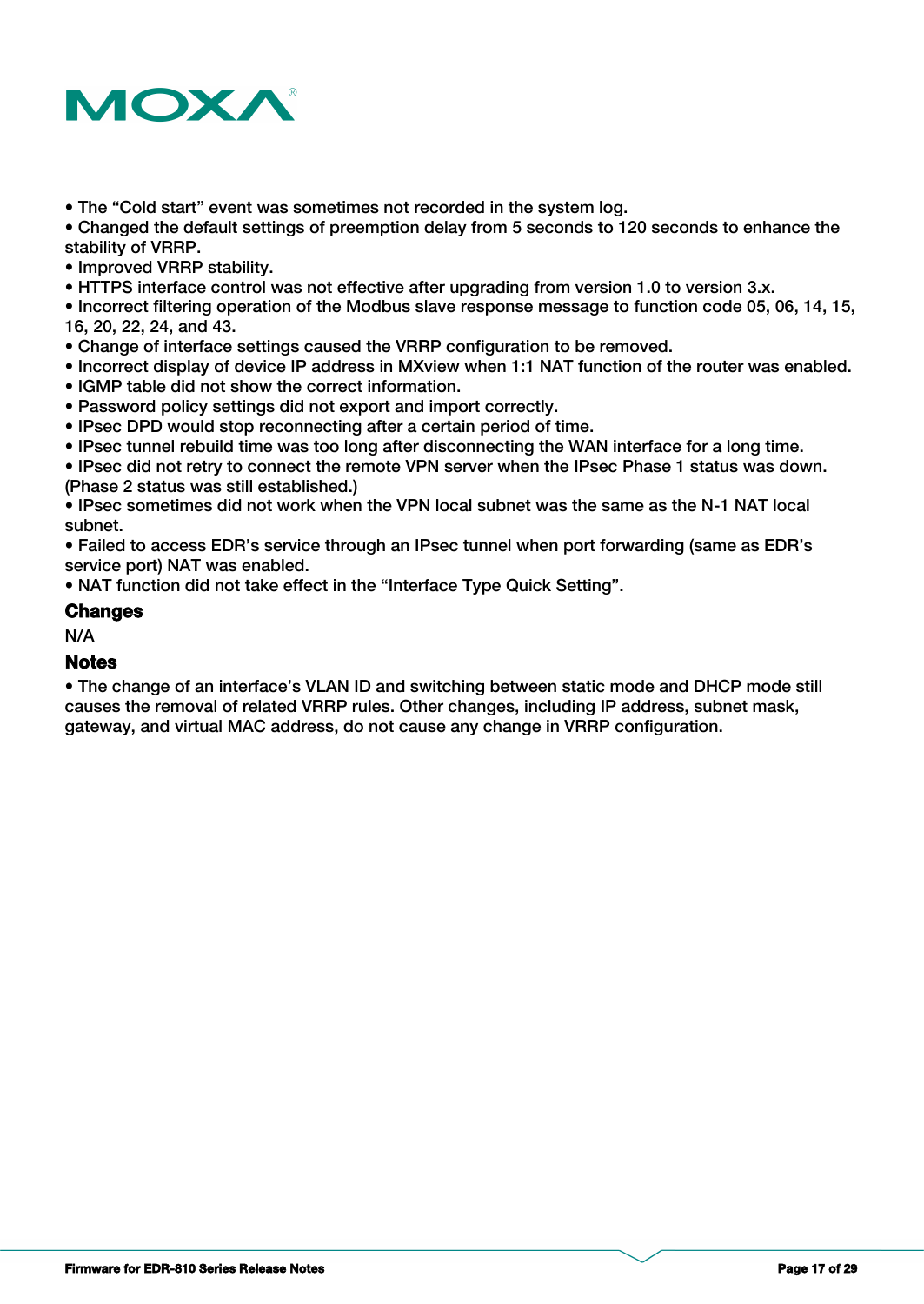- The “Cold start” event was sometimes not recorded in the system log.
- Changed the default settings of preemption delay from 5 seconds to 120 seconds to enhance the stability of VRRP.
- Improved VRRP stability.
- HTTPS interface control was not effective after upgrading from version 1.0 to version 3.x.
- Incorrect filtering operation of the Modbus slave response message to function code 05, 06, 14, 15, 16, 20, 22, 24, and 43.
- Change of interface settings caused the VRRP configuration to be removed.
- Incorrect display of device IP address in MXview when 1:1 NAT function of the router was enabled.
- IGMP table did not show the correct information.
- Password policy settings did not export and import correctly.
- IPsec DPD would stop reconnecting after a certain period of time.
- IPsec tunnel rebuild time was too long after disconnecting the WAN interface for a long time.
- IPsec did not retry to connect the remote VPN server when the IPsec Phase 1 status was down. (Phase 2 status was still established.)
- IPsec sometimes did not work when the VPN local subnet was the same as the N-1 NAT local subnet.
- Failed to access EDR’s service through an IPsec tunnel when port forwarding (same as EDR’s service port) NAT was enabled.
- NAT function did not take effect in the “Interface Type Quick Setting”.

### Changes

N/A

### Notes

- The change of an interface’s VLAN ID and switching between static mode and DHCP mode still causes the removal of related VRRP rules. Other changes, including IP address, subnet mask, gateway, and virtual MAC address, do not cause any change in VRRP configuration.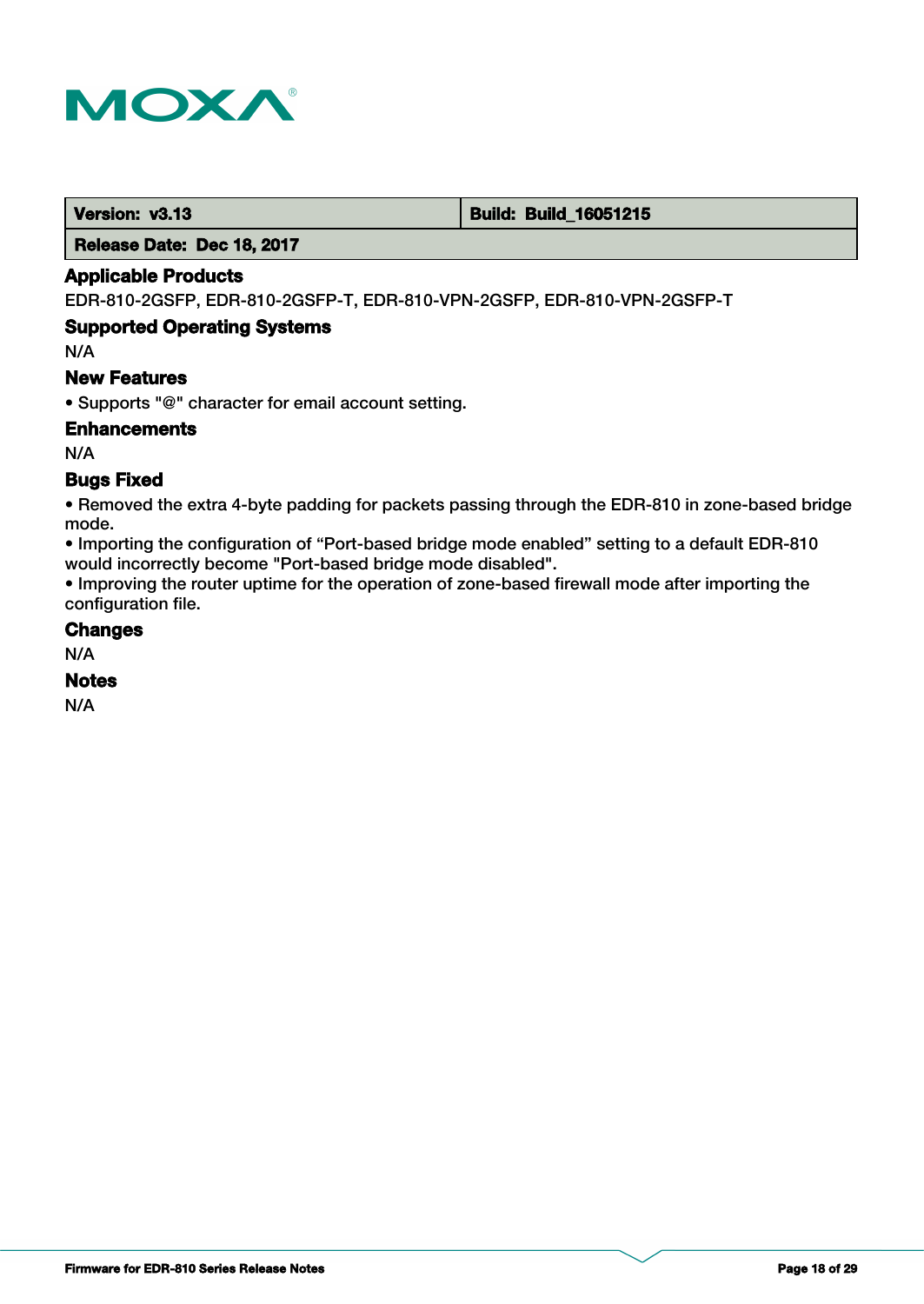| Version: v3.13 | Build: Build_16051215 |
| --- | --- |
| Release Date: Dec 18, 2017 | |

### Applicable Products

EDR-810-2GSFP, EDR-810-2GSFP-T, EDR-810-VPN-2GSFP, EDR-810-VPN-2GSFP-T

### Supported Operating Systems

N/A

### New Features

- Supports "@" character for email account setting.

### Enhancements

N/A

### Bugs Fixed

- Removed the extra 4-byte padding for packets passing through the EDR-810 in zone-based bridge mode.
- Importing the configuration of “Port-based bridge mode enabled” setting to a default EDR-810 would incorrectly become "Port-based bridge mode disabled".
- Improving the router uptime for the operation of zone-based firewall mode after importing the configuration file.

### Changes

N/A

### Notes

N/A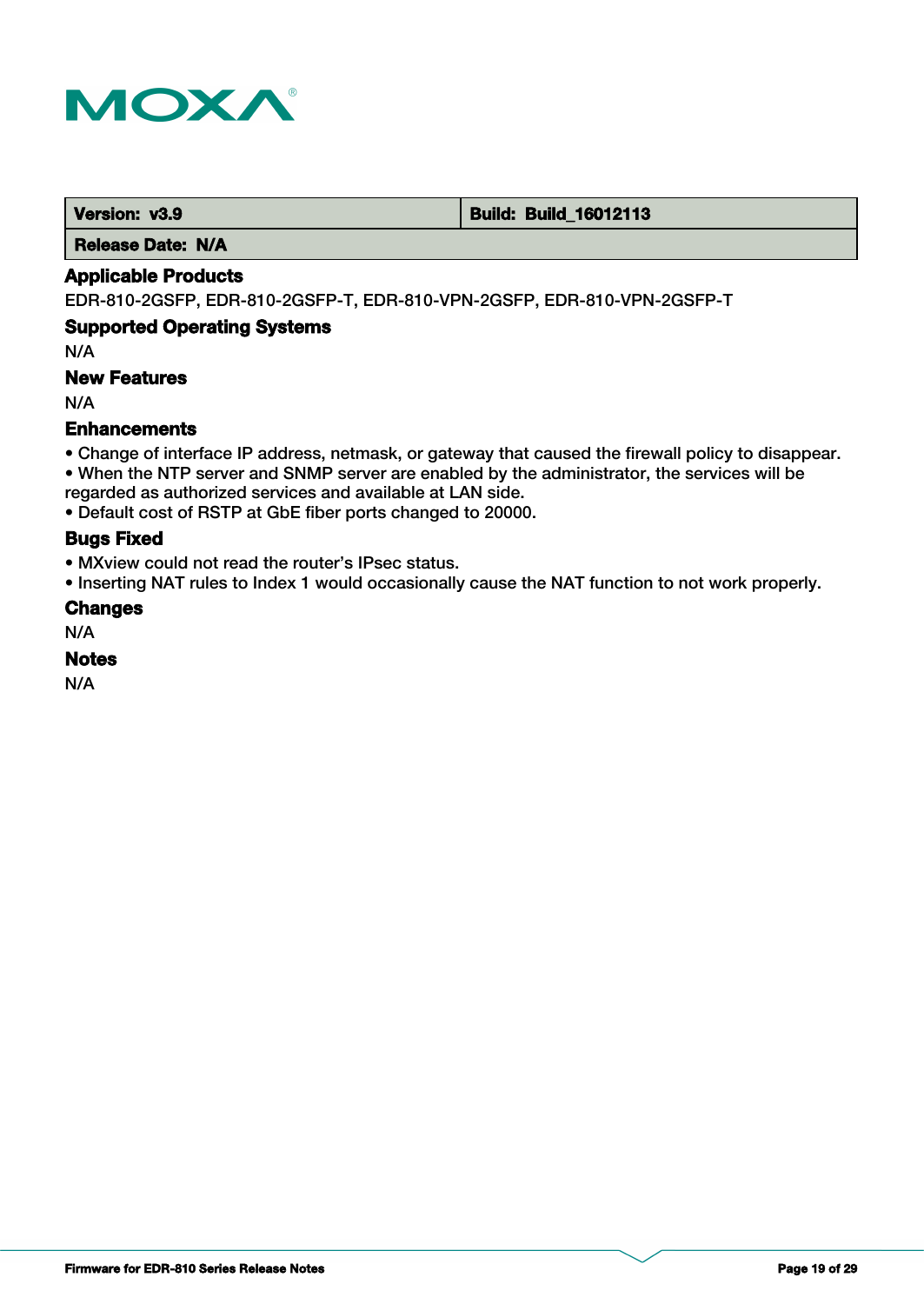| Version: v3.9 | Build: Build_16012113 |
| --- | --- |
| Release Date: N/A | |

### Applicable Products

EDR-810-2GSFP, EDR-810-2GSFP-T, EDR-810-VPN-2GSFP, EDR-810-VPN-2GSFP-T

### Supported Operating Systems

N/A

### New Features

N/A

### Enhancements

- Change of interface IP address, netmask, or gateway that caused the firewall policy to disappear.
- When the NTP server and SNMP server are enabled by the administrator, the services will be regarded as authorized services and available at LAN side.
- Default cost of RSTP at GbE fiber ports changed to 20000.

### Bugs Fixed

- MXview could not read the router's IPsec status.
- Inserting NAT rules to Index 1 would occasionally cause the NAT function to not work properly.

### Changes

N/A

### Notes

N/A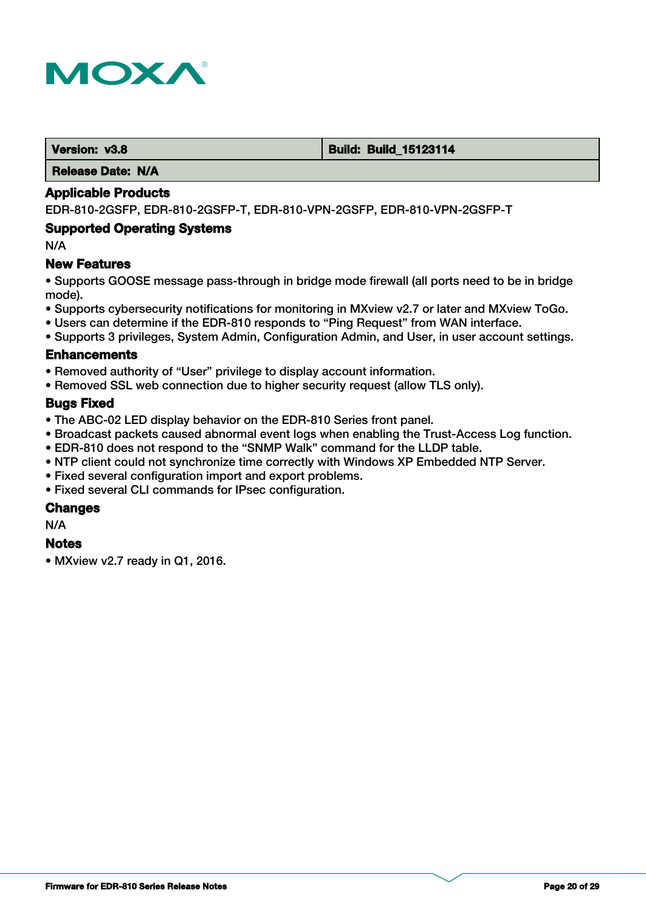| Version: v3.8 | Build: Build_15123114 |
| --- | --- |
| Release Date: N/A | |

### Applicable Products

EDR-810-2GSFP, EDR-810-2GSFP-T, EDR-810-VPN-2GSFP, EDR-810-VPN-2GSFP-T

### Supported Operating Systems

N/A

### New Features

- Supports GOOSE message pass-through in bridge mode firewall (all ports need to be in bridge mode).
- Supports cybersecurity notifications for monitoring in MXview v2.7 or later and MXview ToGo.
- Users can determine if the EDR-810 responds to “Ping Request” from WAN interface.
- Supports 3 privileges, System Admin, Configuration Admin, and User, in user account settings.

### Enhancements

- Removed authority of “User” privilege to display account information.
- Removed SSL web connection due to higher security request (allow TLS only).

### Bugs Fixed

- The ABC-02 LED display behavior on the EDR-810 Series front panel.
- Broadcast packets caused abnormal event logs when enabling the Trust-Access Log function.
- EDR-810 does not respond to the “SNMP Walk” command for the LLDP table.
- NTP client could not synchronize time correctly with Windows XP Embedded NTP Server.
- Fixed several configuration import and export problems.
- Fixed several CLI commands for IPsec configuration.

### Changes

N/A

### Notes

- MXview v2.7 ready in Q1, 2016.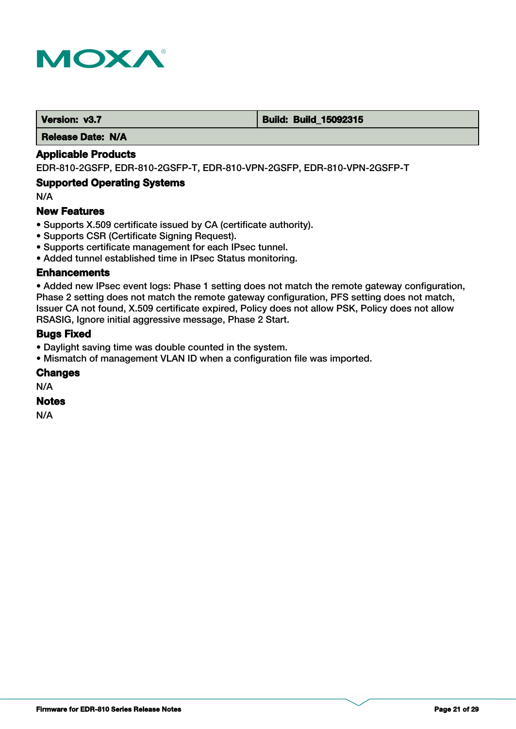| Version: v3.7 | Build: Build_15092315 |
| --- | --- |
| Release Date: N/A | |

### Applicable Products

EDR-810-2GSFP, EDR-810-2GSFP-T, EDR-810-VPN-2GSFP, EDR-810-VPN-2GSFP-T

### Supported Operating Systems

N/A

### New Features

- Supports X.509 certificate issued by CA (certificate authority).
- Supports CSR (Certificate Signing Request).
- Supports certificate management for each IPsec tunnel.
- Added tunnel established time in IPsec Status monitoring.

### Enhancements

- Added new IPsec event logs: Phase 1 setting does not match the remote gateway configuration, Phase 2 setting does not match the remote gateway configuration, PFS setting does not match, Issuer CA not found, X.509 certificate expired, Policy does not allow PSK, Policy does not allow RSASIG, Ignore initial aggressive message, Phase 2 Start.

### Bugs Fixed

- Daylight saving time was double counted in the system.
- Mismatch of management VLAN ID when a configuration file was imported.

### Changes

N/A

### Notes

N/A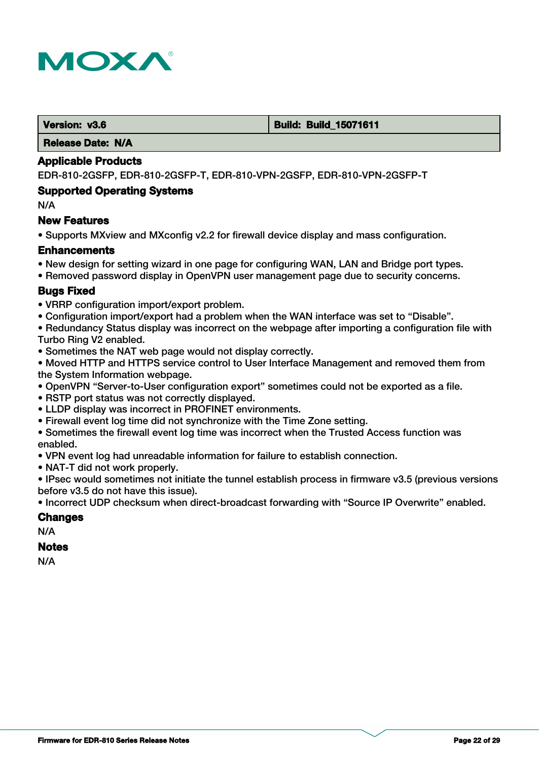| Version: v3.6 | Build: Build_15071611 |
| --- | --- |
| Release Date: N/A | |

### Applicable Products

EDR-810-2GSFP, EDR-810-2GSFP-T, EDR-810-VPN-2GSFP, EDR-810-VPN-2GSFP-T

### Supported Operating Systems

N/A

### New Features

- Supports MXview and MXconfig v2.2 for firewall device display and mass configuration.

### Enhancements

- New design for setting wizard in one page for configuring WAN, LAN and Bridge port types.
- Removed password display in OpenVPN user management page due to security concerns.

### Bugs Fixed

- VRRP configuration import/export problem.
- Configuration import/export had a problem when the WAN interface was set to “Disable”.
- Redundancy Status display was incorrect on the webpage after importing a configuration file with Turbo Ring V2 enabled.
- Sometimes the NAT web page would not display correctly.
- Moved HTTP and HTTPS service control to User Interface Management and removed them from the System Information webpage.
- OpenVPN “Server-to-User configuration export” sometimes could not be exported as a file.
- RSTP port status was not correctly displayed.
- LLDP display was incorrect in PROFINET environments.
- Firewall event log time did not synchronize with the Time Zone setting.
- Sometimes the firewall event log time was incorrect when the Trusted Access function was enabled.
- VPN event log had unreadable information for failure to establish connection.
- NAT-T did not work properly.
- IPsec would sometimes not initiate the tunnel establish process in firmware v3.5 (previous versions before v3.5 do not have this issue).
- Incorrect UDP checksum when direct-broadcast forwarding with “Source IP Overwrite” enabled.

### Changes

N/A

### Notes

N/A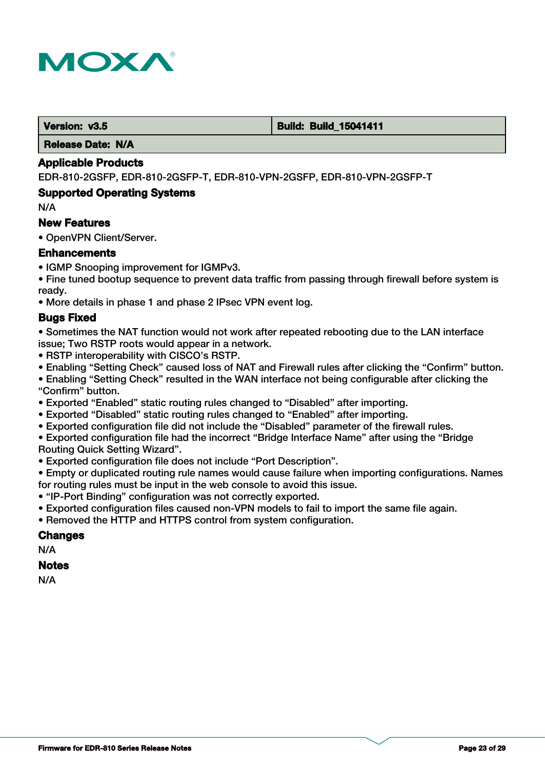| Version: v3.5 | Build: Build_15041411 |
| --- | --- |
| Release Date: N/A | |

### Applicable Products

EDR-810-2GSFP, EDR-810-2GSFP-T, EDR-810-VPN-2GSFP, EDR-810-VPN-2GSFP-T

### Supported Operating Systems

N/A

### New Features

• OpenVPN Client/Server.

### Enhancements

• IGMP Snooping improvement for IGMPv3.
• Fine tuned bootup sequence to prevent data traffic from passing through firewall before system is ready.
• More details in phase 1 and phase 2 IPsec VPN event log.

### Bugs Fixed

• Sometimes the NAT function would not work after repeated rebooting due to the LAN interface issue; Two RSTP roots would appear in a network.
• RSTP interoperability with CISCO's RSTP.
• Enabling "Setting Check" caused loss of NAT and Firewall rules after clicking the "Confirm" button.
• Enabling "Setting Check" resulted in the WAN interface not being configurable after clicking the "Confirm" button.
• Exported "Enabled" static routing rules changed to "Disabled" after importing.
• Exported "Disabled" static routing rules changed to "Enabled" after importing.
• Exported configuration file did not include the "Disabled" parameter of the firewall rules.
• Exported configuration file had the incorrect "Bridge Interface Name" after using the "Bridge Routing Quick Setting Wizard".
• Exported configuration file does not include "Port Description".
• Empty or duplicated routing rule names would cause failure when importing configurations. Names for routing rules must be input in the web console to avoid this issue.
• "IP-Port Binding" configuration was not correctly exported.
• Exported configuration files caused non-VPN models to fail to import the same file again.
• Removed the HTTP and HTTPS control from system configuration.

### Changes

N/A

### Notes

N/A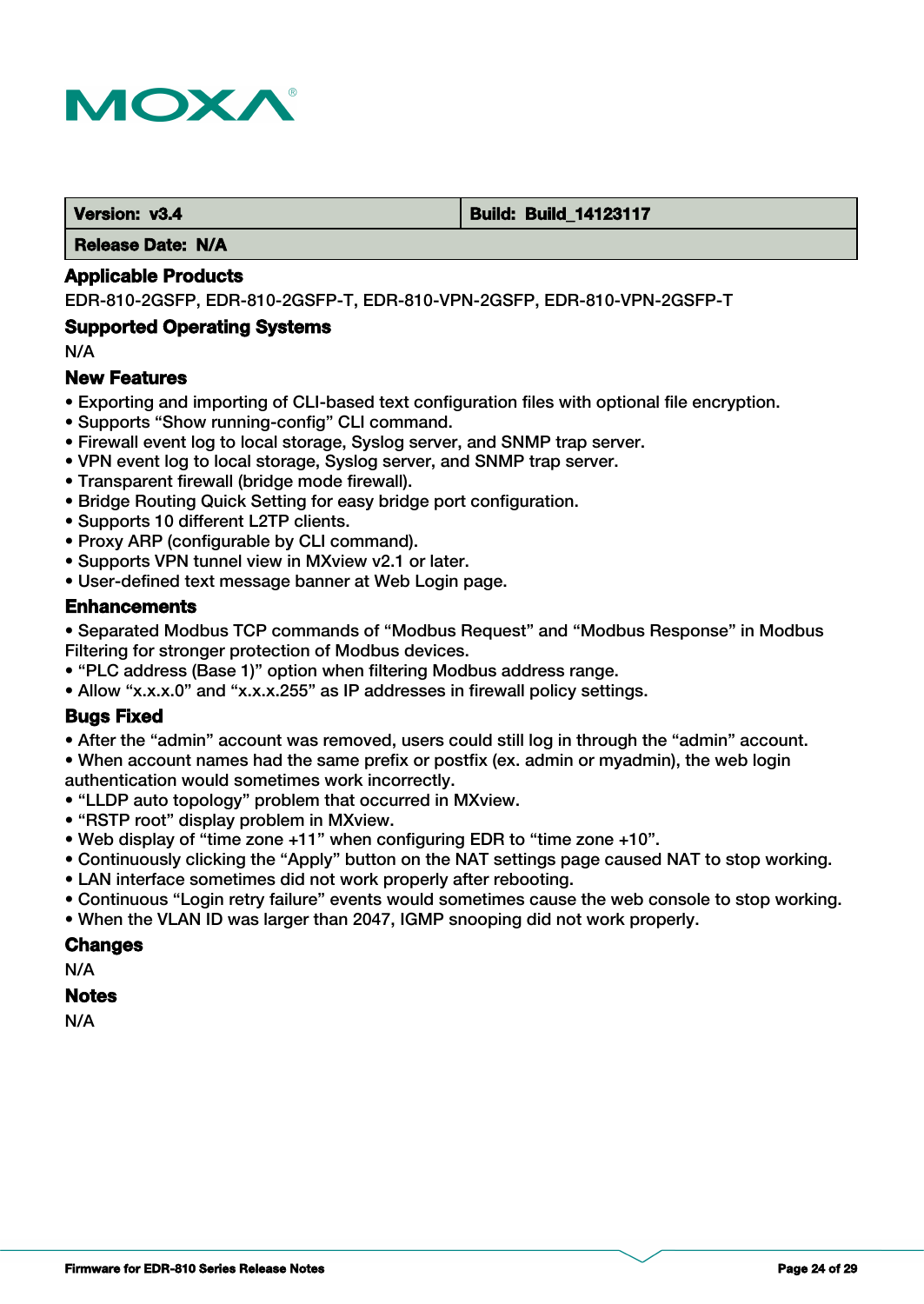| Version: v3.4 | Build: Build_14123117 |
|---|---|
| Release Date: N/A | |

### Applicable Products

EDR-810-2GSFP, EDR-810-2GSFP-T, EDR-810-VPN-2GSFP, EDR-810-VPN-2GSFP-T

### Supported Operating Systems

N/A

### New Features

- Exporting and importing of CLI-based text configuration files with optional file encryption.
- Supports “Show running-config” CLI command.
- Firewall event log to local storage, Syslog server, and SNMP trap server.
- VPN event log to local storage, Syslog server, and SNMP trap server.
- Transparent firewall (bridge mode firewall).
- Bridge Routing Quick Setting for easy bridge port configuration.
- Supports 10 different L2TP clients.
- Proxy ARP (configurable by CLI command).
- Supports VPN tunnel view in MXview v2.1 or later.
- User-defined text message banner at Web Login page.

### Enhancements

- Separated Modbus TCP commands of “Modbus Request” and “Modbus Response” in Modbus Filtering for stronger protection of Modbus devices.
- “PLC address (Base 1)” option when filtering Modbus address range.
- Allow “x.x.x.0” and “x.x.x.255” as IP addresses in firewall policy settings.

### Bugs Fixed

- After the “admin” account was removed, users could still log in through the “admin” account.
- When account names had the same prefix or postfix (ex. admin or myadmin), the web login authentication would sometimes work incorrectly.
- “LLDP auto topology” problem that occurred in MXview.
- “RSTP root” display problem in MXview.
- Web display of “time zone +11” when configuring EDR to “time zone +10”.
- Continuously clicking the “Apply” button on the NAT settings page caused NAT to stop working.
- LAN interface sometimes did not work properly after rebooting.
- Continuous “Login retry failure” events would sometimes cause the web console to stop working.
- When the VLAN ID was larger than 2047, IGMP snooping did not work properly.

### Changes

N/A

### Notes

N/A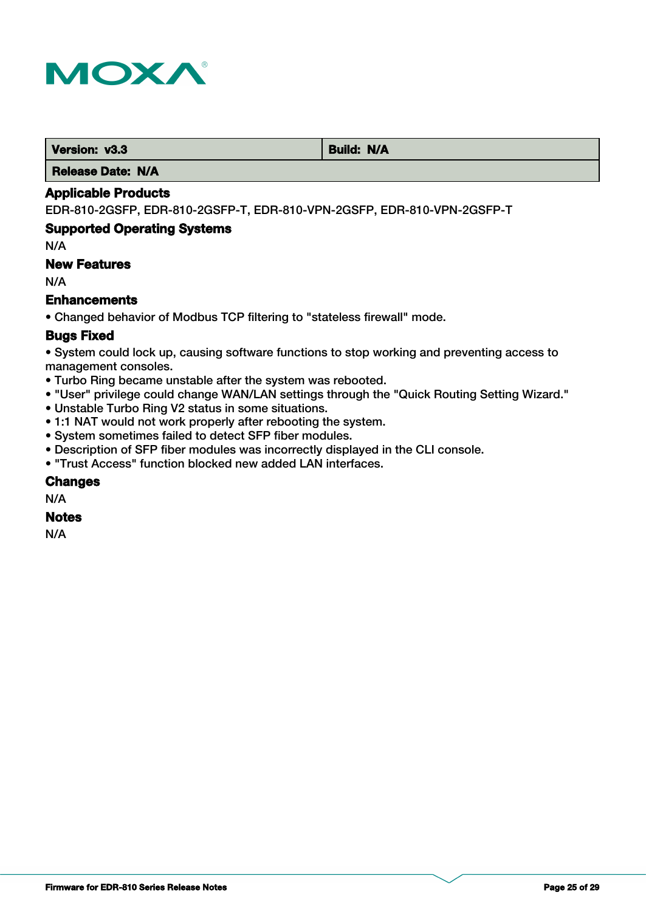| Version: v3.3 | Build: N/A |
| --- | --- |
| Release Date: N/A | |

### Applicable Products

EDR-810-2GSFP, EDR-810-2GSFP-T, EDR-810-VPN-2GSFP, EDR-810-VPN-2GSFP-T

### Supported Operating Systems

N/A

### New Features

N/A

### Enhancements

- Changed behavior of Modbus TCP filtering to "stateless firewall" mode.

### Bugs Fixed

- System could lock up, causing software functions to stop working and preventing access to management consoles.
- Turbo Ring became unstable after the system was rebooted.
- "User" privilege could change WAN/LAN settings through the "Quick Routing Setting Wizard."
- Unstable Turbo Ring V2 status in some situations.
- 1:1 NAT would not work properly after rebooting the system.
- System sometimes failed to detect SFP fiber modules.
- Description of SFP fiber modules was incorrectly displayed in the CLI console.
- "Trust Access" function blocked new added LAN interfaces.

### Changes

N/A

### Notes

N/A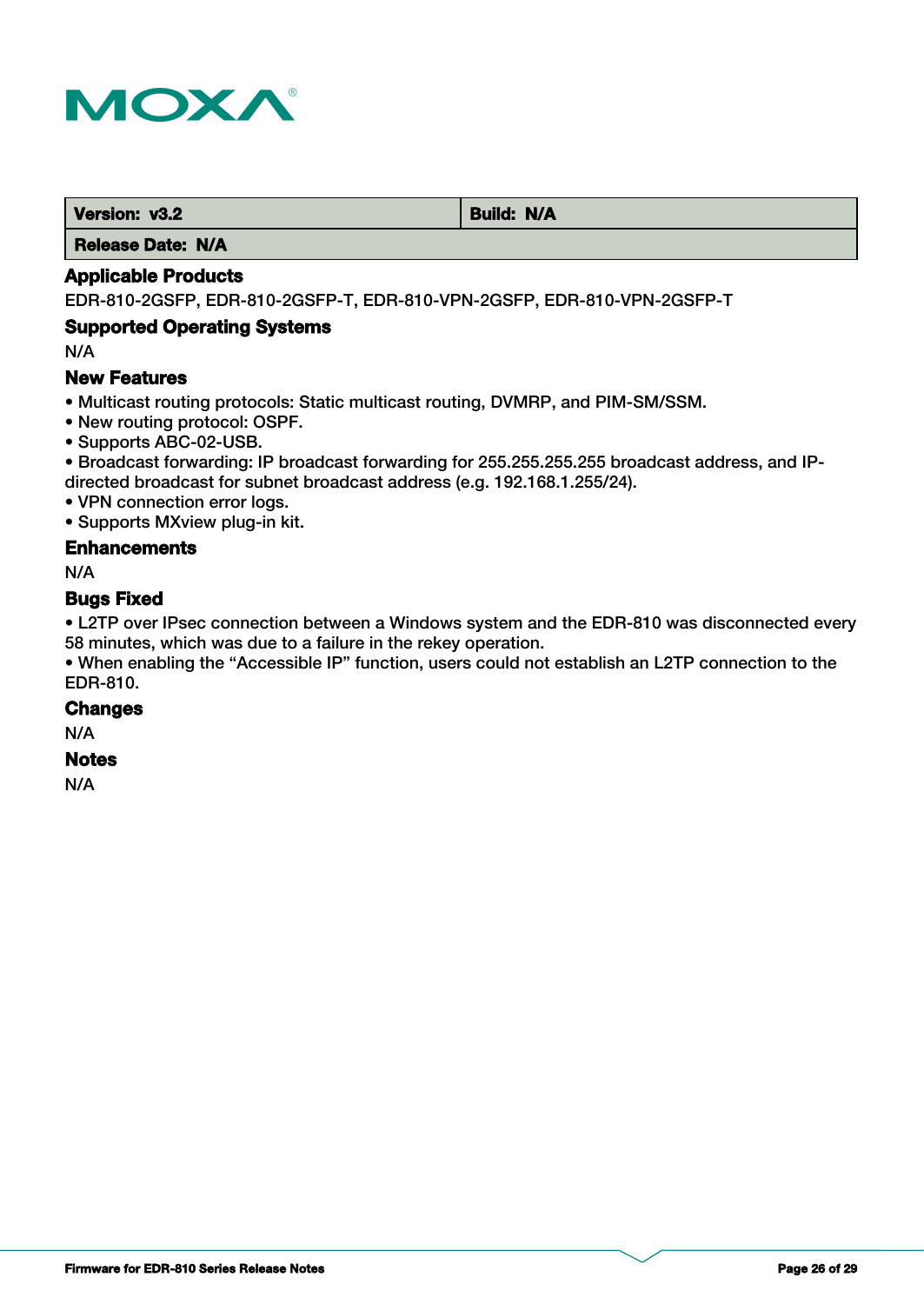| Version: v3.2 | Build: N/A |
| --- | --- |
| Release Date: N/A | |

### Applicable Products

EDR-810-2GSFP, EDR-810-2GSFP-T, EDR-810-VPN-2GSFP, EDR-810-VPN-2GSFP-T

### Supported Operating Systems

N/A

### New Features

- Multicast routing protocols: Static multicast routing, DVMRP, and PIM-SM/SSM.
- New routing protocol: OSPF.
- Supports ABC-02-USB.
- Broadcast forwarding: IP broadcast forwarding for 255.255.255.255 broadcast address, and IP-directed broadcast for subnet broadcast address (e.g. 192.168.1.255/24).
- VPN connection error logs.
- Supports MXview plug-in kit.

### Enhancements

N/A

### Bugs Fixed

- L2TP over IPsec connection between a Windows system and the EDR-810 was disconnected every 58 minutes, which was due to a failure in the rekey operation.
- When enabling the “Accessible IP” function, users could not establish an L2TP connection to the EDR-810.

### Changes

N/A

### Notes

N/A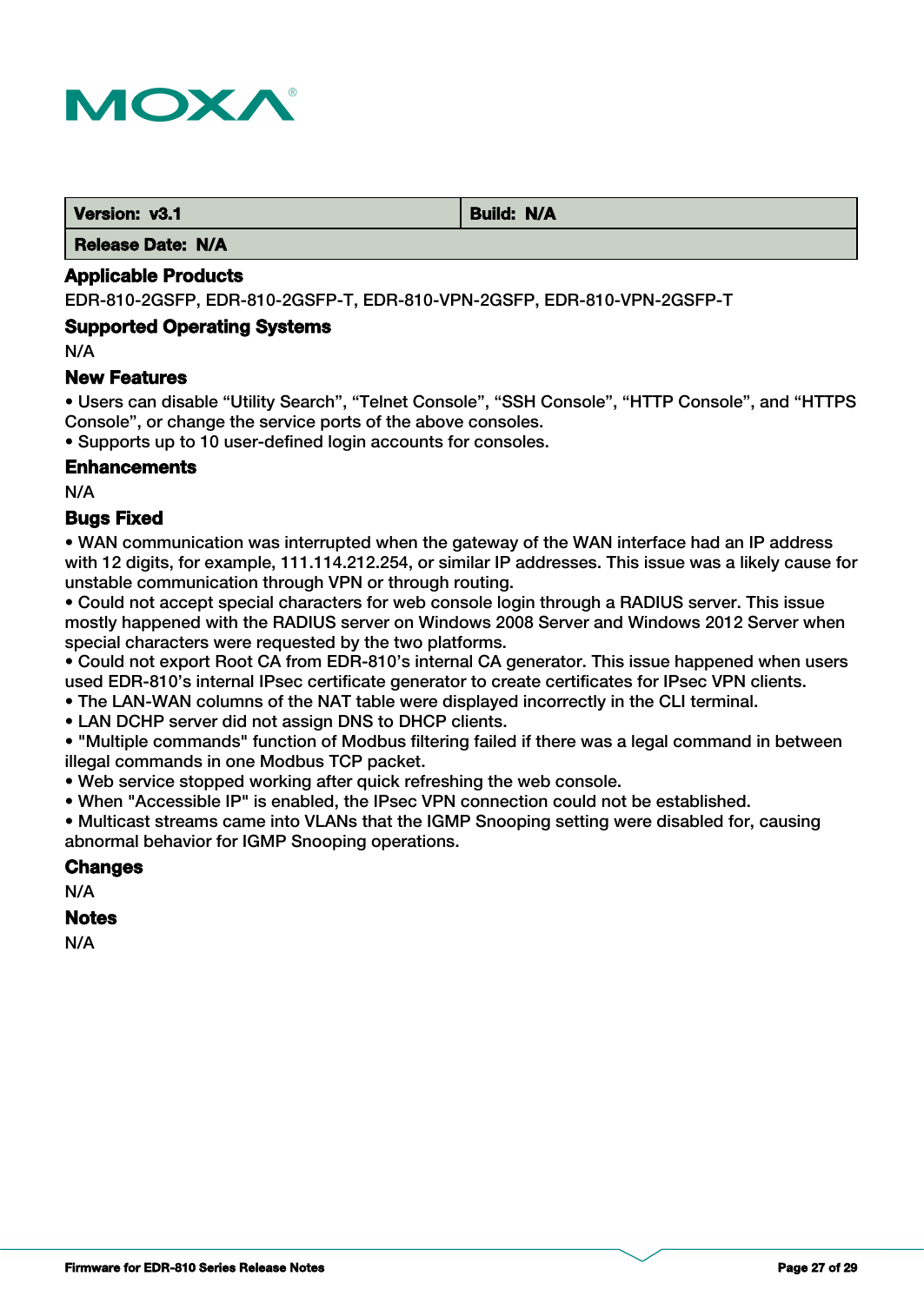| Version: v3.1 | Build: N/A |
| --- | --- |
| Release Date: N/A | |

### Applicable Products

EDR-810-2GSFP, EDR-810-2GSFP-T, EDR-810-VPN-2GSFP, EDR-810-VPN-2GSFP-T

### Supported Operating Systems

N/A

### New Features

• Users can disable “Utility Search”, “Telnet Console”, “SSH Console”, “HTTP Console”, and “HTTPS Console”, or change the service ports of the above consoles.
• Supports up to 10 user-defined login accounts for consoles.

### Enhancements

N/A

### Bugs Fixed

• WAN communication was interrupted when the gateway of the WAN interface had an IP address with 12 digits, for example, 111.114.212.254, or similar IP addresses. This issue was a likely cause for unstable communication through VPN or through routing.
• Could not accept special characters for web console login through a RADIUS server. This issue mostly happened with the RADIUS server on Windows 2008 Server and Windows 2012 Server when special characters were requested by the two platforms.
• Could not export Root CA from EDR-810’s internal CA generator. This issue happened when users used EDR-810’s internal IPsec certificate generator to create certificates for IPsec VPN clients.
• The LAN-WAN columns of the NAT table were displayed incorrectly in the CLI terminal.
• LAN DCHP server did not assign DNS to DHCP clients.
• "Multiple commands" function of Modbus filtering failed if there was a legal command in between illegal commands in one Modbus TCP packet.
• Web service stopped working after quick refreshing the web console.
• When "Accessible IP" is enabled, the IPsec VPN connection could not be established.
• Multicast streams came into VLANs that the IGMP Snooping setting were disabled for, causing abnormal behavior for IGMP Snooping operations.

### Changes

N/A

### Notes

N/A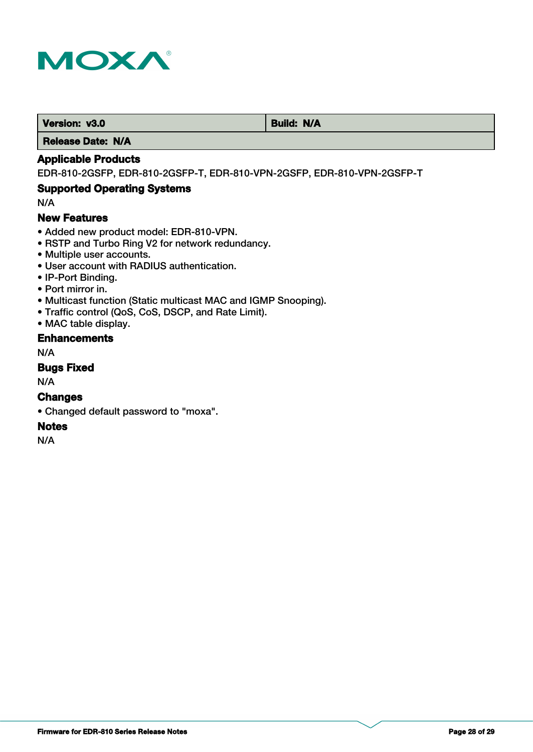| Version: v3.0 | Build: N/A |
| --- | --- |
| Release Date: N/A | |

### Applicable Products

EDR-810-2GSFP, EDR-810-2GSFP-T, EDR-810-VPN-2GSFP, EDR-810-VPN-2GSFP-T

### Supported Operating Systems

N/A

### New Features

- Added new product model: EDR-810-VPN.
- RSTP and Turbo Ring V2 for network redundancy.
- Multiple user accounts.
- User account with RADIUS authentication.
- IP-Port Binding.
- Port mirror in.
- Multicast function (Static multicast MAC and IGMP Snooping).
- Traffic control (QoS, CoS, DSCP, and Rate Limit).
- MAC table display.

### Enhancements

N/A

### Bugs Fixed

N/A

### Changes

- Changed default password to "moxa".

### Notes

N/A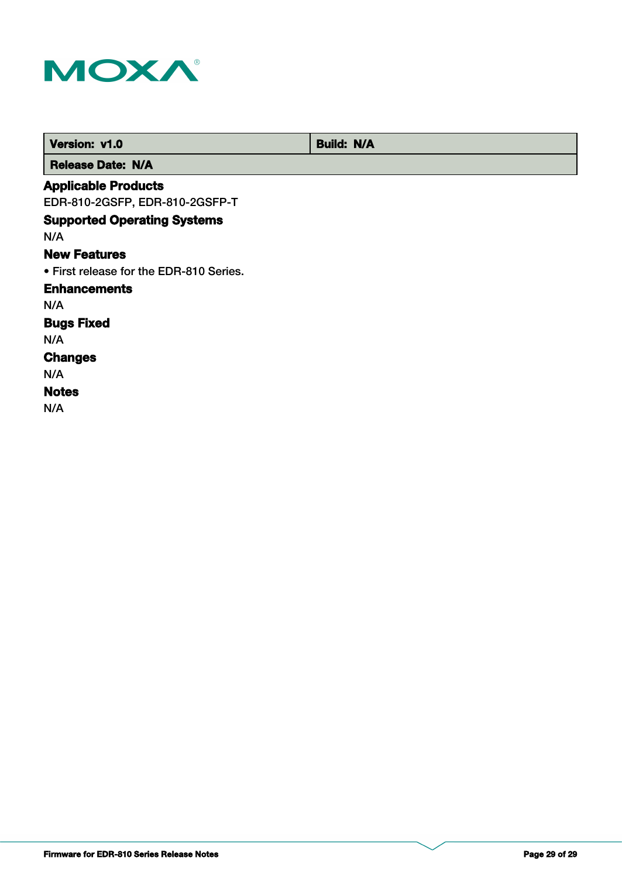| Version: v1.0 | Build: N/A |
| --- | --- |
| Release Date: N/A | |

### Applicable Products

EDR-810-2GSFP, EDR-810-2GSFP-T

### Supported Operating Systems

N/A

### New Features

- First release for the EDR-810 Series.

### Enhancements

N/A

### Bugs Fixed

N/A

### Changes

N/A

### Notes

N/A